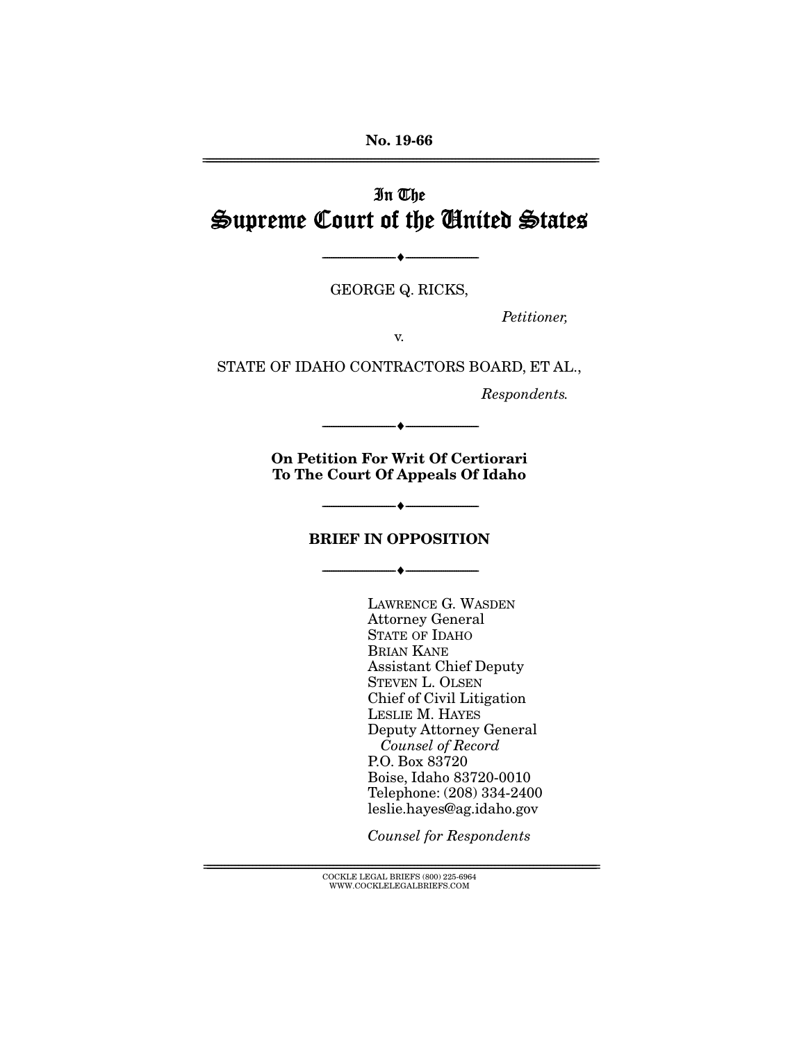**No. 19-66**

---

# In The
# Supreme Court of the United States

---

GEORGE Q. RICKS,

*Petitioner,*

v.

STATE OF IDAHO CONTRACTORS BOARD, ET AL.,

*Respondents.*

---

**On Petition For Writ Of Certiorari To The Court Of Appeals Of Idaho**

---

## BRIEF IN OPPOSITION

---

LAWRENCE G. WASDEN
Attorney General
STATE OF IDAHO
BRIAN KANE
Assistant Chief Deputy
STEVEN L. OLSEN
Chief of Civil Litigation
LESLIE M. HAYES
Deputy Attorney General
*Counsel of Record*
P.O. Box 83720
Boise, Idaho 83720-0010
Telephone: (208) 334-2400
leslie.hayes@ag.idaho.gov

*Counsel for Respondents*

---

COCKLE LEGAL BRIEFS (800) 225-6964
WWW.COCKLELEGALBRIEFS.COM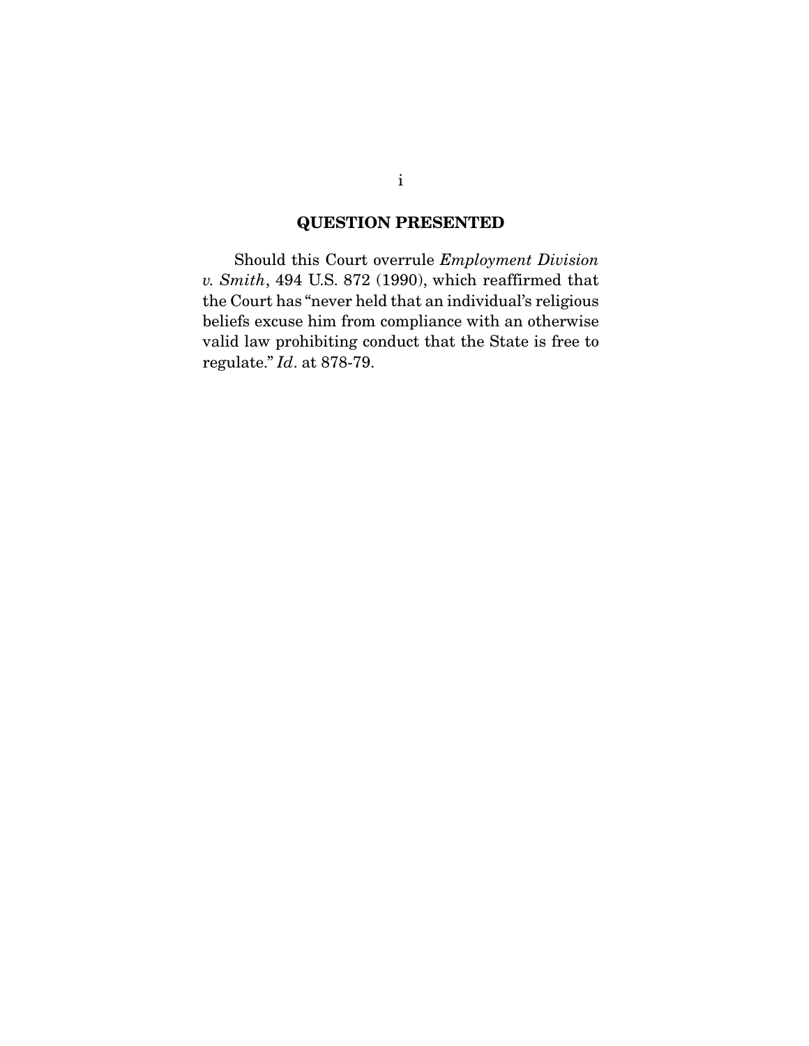## QUESTION PRESENTED

Should this Court overrule *Employment Division v. Smith*, 494 U.S. 872 (1990), which reaffirmed that the Court has "never held that an individual's religious beliefs excuse him from compliance with an otherwise valid law prohibiting conduct that the State is free to regulate." *Id*. at 878-79.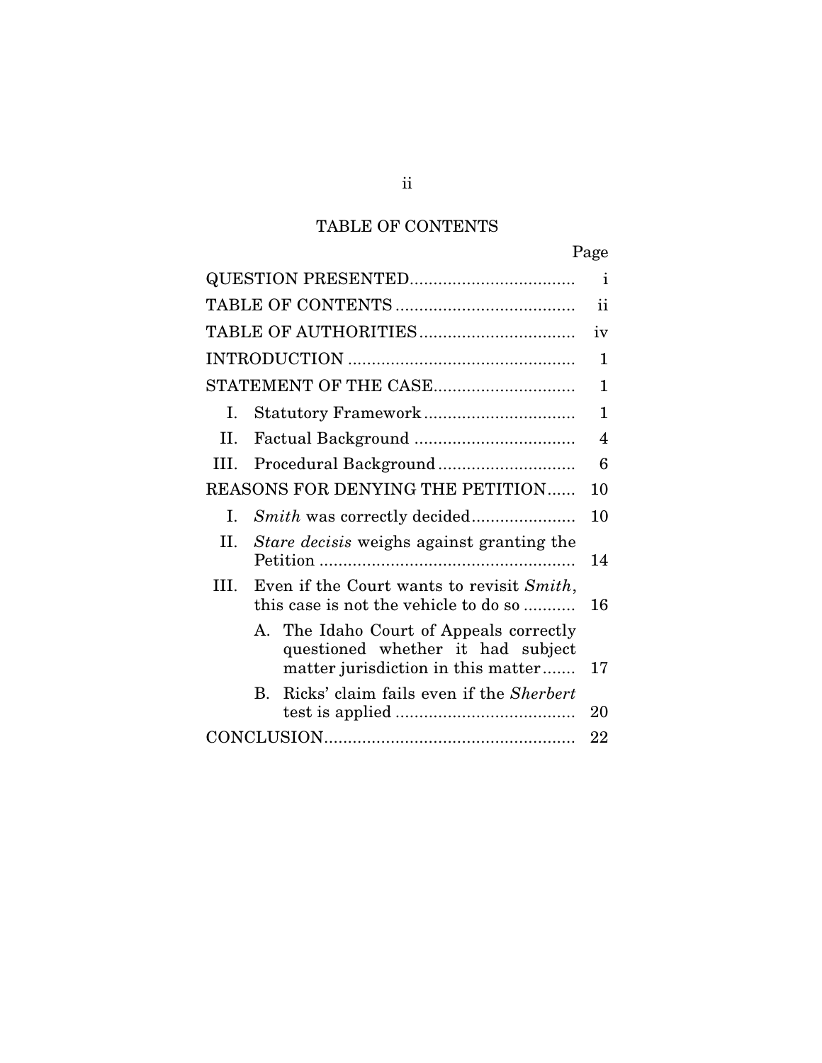## TABLE OF CONTENTS

| | Page |
|---|---|
| QUESTION PRESENTED | i |
| TABLE OF CONTENTS | ii |
| TABLE OF AUTHORITIES | iv |
| INTRODUCTION | 1 |
| STATEMENT OF THE CASE | 1 |
| I. Statutory Framework | 1 |
| II. Factual Background | 4 |
| III. Procedural Background | 6 |
| REASONS FOR DENYING THE PETITION | 10 |
| I. *Smith* was correctly decided | 10 |
| II. *Stare decisis* weighs against granting the Petition | 14 |
| III. Even if the Court wants to revisit *Smith*, this case is not the vehicle to do so | 16 |
| A. The Idaho Court of Appeals correctly questioned whether it had subject matter jurisdiction in this matter | 17 |
| B. Ricks' claim fails even if the *Sherbert* test is applied | 20 |
| CONCLUSION | 22 |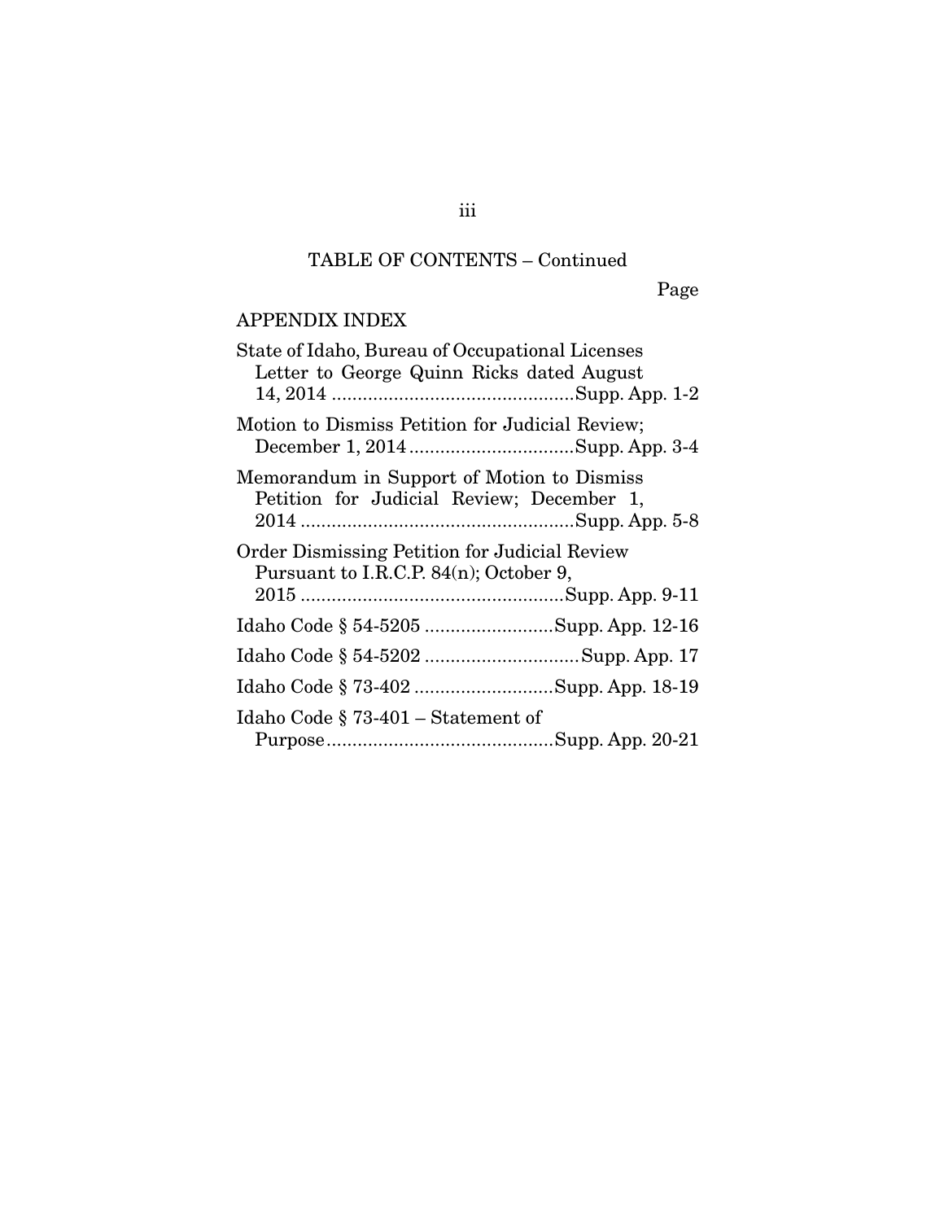TABLE OF CONTENTS – Continued

Page

APPENDIX INDEX

State of Idaho, Bureau of Occupational Licenses Letter to George Quinn Ricks dated August 14, 2014 ............................................... Supp. App. 1-2

Motion to Dismiss Petition for Judicial Review; December 1, 2014 ................................ Supp. App. 3-4

Memorandum in Support of Motion to Dismiss Petition for Judicial Review; December 1, 2014 ..................................................... Supp. App. 5-8

Order Dismissing Petition for Judicial Review Pursuant to I.R.C.P. 84(n); October 9, 2015 ................................................... Supp. App. 9-11

Idaho Code § 54-5205 ......................... Supp. App. 12-16

Idaho Code § 54-5202 ............................. Supp. App. 17

Idaho Code § 73-402 ........................... Supp. App. 18-19

Idaho Code § 73-401 – Statement of Purpose ............................................ Supp. App. 20-21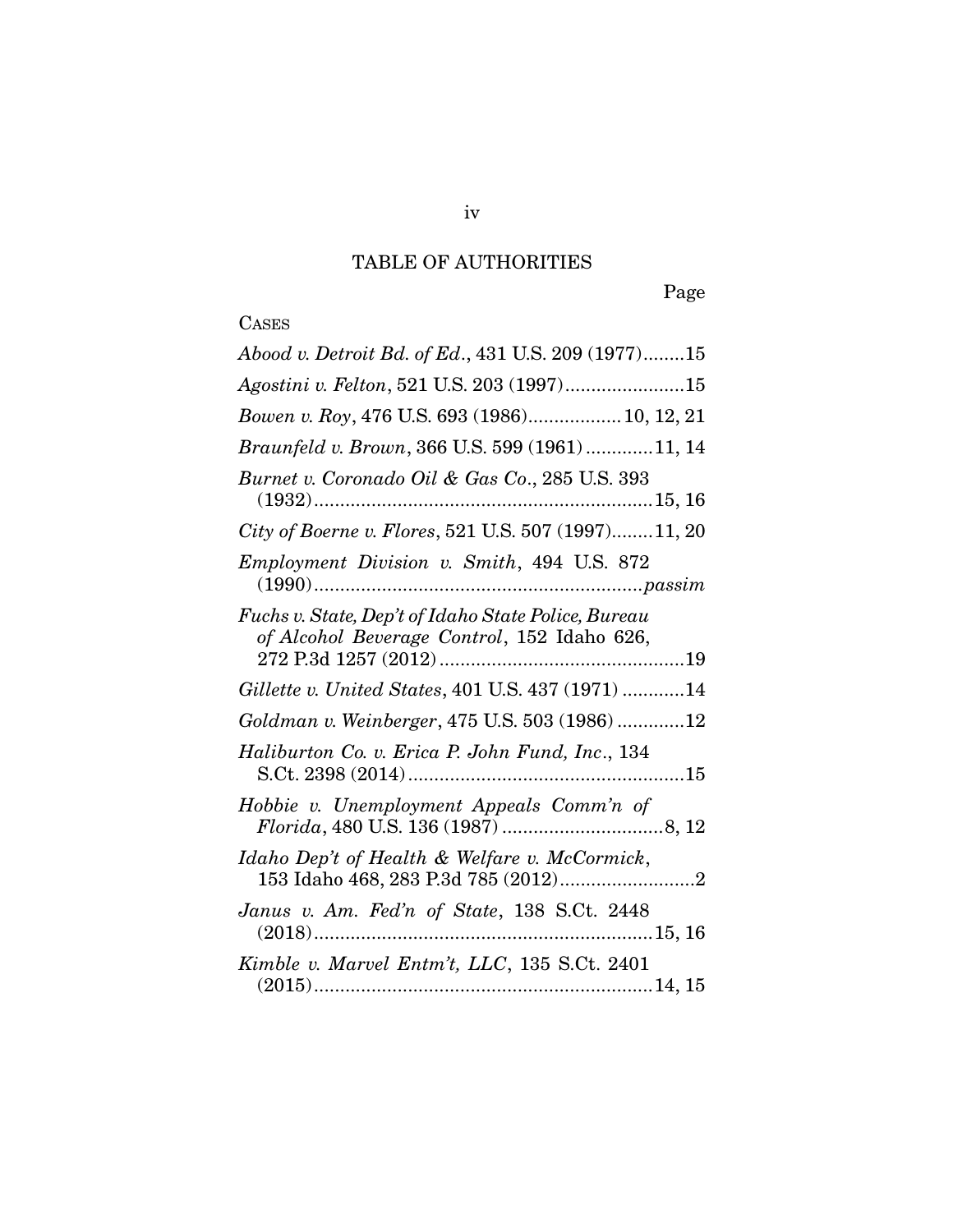# TABLE OF AUTHORITIES

Page

CASES

*Abood v. Detroit Bd. of Ed.*, 431 U.S. 209 (1977)........15

*Agostini v. Felton*, 521 U.S. 203 (1997).......................15

*Bowen v. Roy*, 476 U.S. 693 (1986).................. 10, 12, 21

*Braunfeld v. Brown*, 366 U.S. 599 (1961) .............11, 14

*Burnet v. Coronado Oil & Gas Co.*, 285 U.S. 393 (1932).................................................................15, 16

*City of Boerne v. Flores*, 521 U.S. 507 (1997)........11, 20

*Employment Division v. Smith*, 494 U.S. 872 (1990)..............................................................*passim*

*Fuchs v. State, Dep't of Idaho State Police, Bureau of Alcohol Beverage Control*, 152 Idaho 626, 272 P.3d 1257 (2012)...............................................19

*Gillette v. United States*, 401 U.S. 437 (1971) ............14

*Goldman v. Weinberger*, 475 U.S. 503 (1986) .............12

*Haliburton Co. v. Erica P. John Fund, Inc.*, 134 S.Ct. 2398 (2014).....................................................15

*Hobbie v. Unemployment Appeals Comm'n of Florida*, 480 U.S. 136 (1987) ...............................8, 12

*Idaho Dep't of Health & Welfare v. McCormick*, 153 Idaho 468, 283 P.3d 785 (2012)..........................2

*Janus v. Am. Fed'n of State*, 138 S.Ct. 2448 (2018)................................................................15, 16

*Kimble v. Marvel Entm't, LLC*, 135 S.Ct. 2401 (2015)................................................................14, 15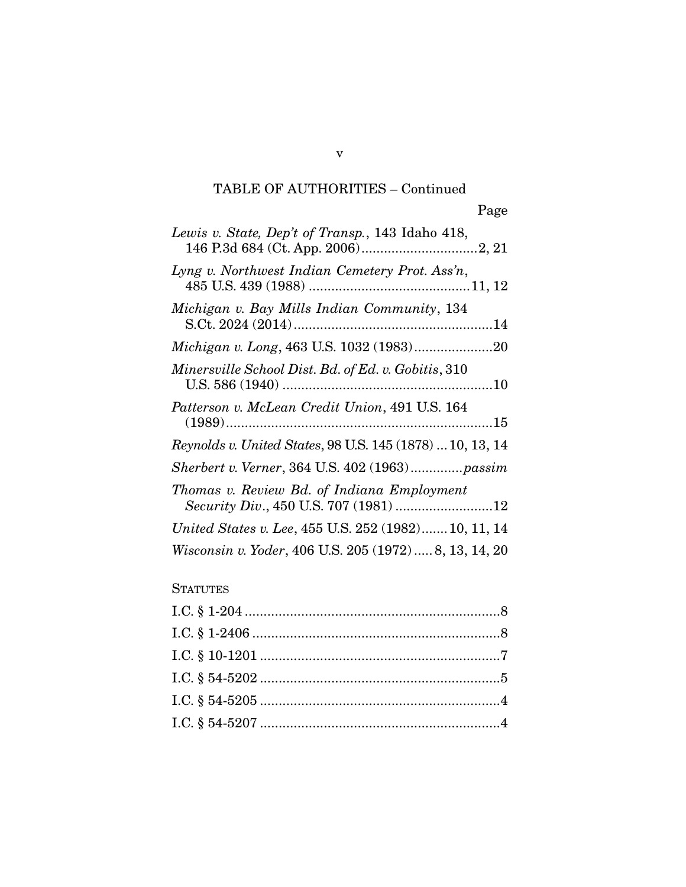## TABLE OF AUTHORITIES – Continued

Page

*Lewis v. State, Dep't of Transp.*, 143 Idaho 418, 146 P.3d 684 (Ct. App. 2006) ............................... 2, 21

*Lyng v. Northwest Indian Cemetery Prot. Ass'n*, 485 U.S. 439 (1988) ........................................... 11, 12

*Michigan v. Bay Mills Indian Community*, 134 S.Ct. 2024 (2014) ..................................................... 14

*Michigan v. Long*, 463 U.S. 1032 (1983) ..................... 20

*Minersville School Dist. Bd. of Ed. v. Gobitis*, 310 U.S. 586 (1940) ........................................................ 10

*Patterson v. McLean Credit Union*, 491 U.S. 164 (1989) ....................................................................... 15

*Reynolds v. United States*, 98 U.S. 145 (1878) ... 10, 13, 14

*Sherbert v. Verner*, 364 U.S. 402 (1963) .............. *passim*

*Thomas v. Review Bd. of Indiana Employment Security Div.*, 450 U.S. 707 (1981) .......................... 12

*United States v. Lee*, 455 U.S. 252 (1982) ....... 10, 11, 14

*Wisconsin v. Yoder*, 406 U.S. 205 (1972) ..... 8, 13, 14, 20

### STATUTES

I.C. § 1-204 .................................................................... 8

I.C. § 1-2406 .................................................................. 8

I.C. § 10-1201 ................................................................ 7

I.C. § 54-5202 ................................................................ 5

I.C. § 54-5205 ................................................................ 4

I.C. § 54-5207 ................................................................ 4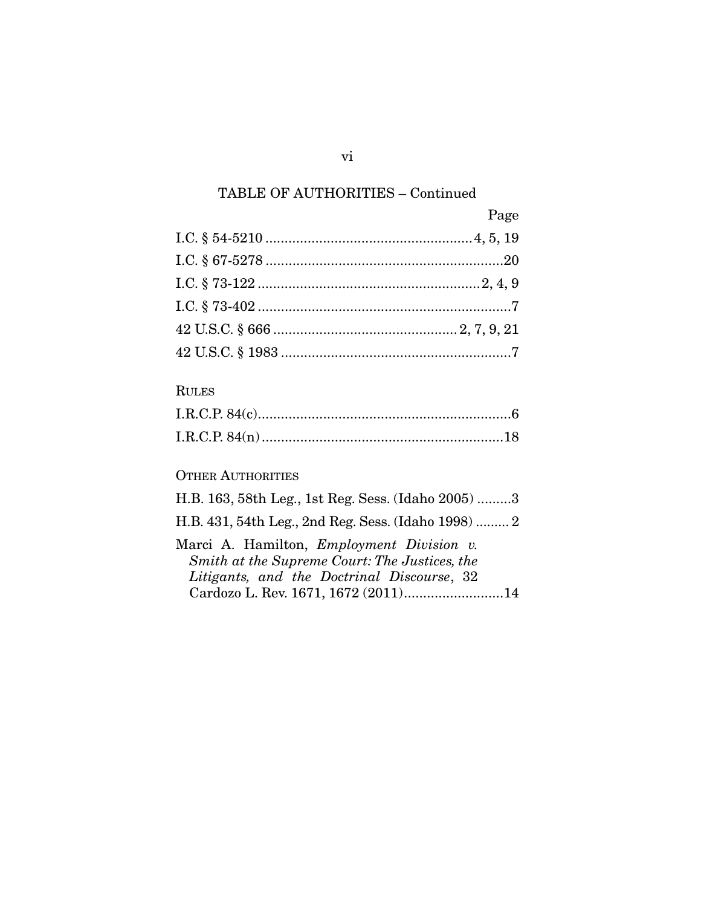## TABLE OF AUTHORITIES – Continued

| | Page |
|---|---|
| I.C. § 54-5210 | 4, 5, 19 |
| I.C. § 67-5278 | 20 |
| I.C. § 73-122 | 2, 4, 9 |
| I.C. § 73-402 | 7 |
| 42 U.S.C. § 666 | 2, 7, 9, 21 |
| 42 U.S.C. § 1983 | 7 |

### RULES

| | |
|---|---|
| I.R.C.P. 84(c) | 6 |
| I.R.C.P. 84(n) | 18 |

### OTHER AUTHORITIES

| | |
|---|---|
| H.B. 163, 58th Leg., 1st Reg. Sess. (Idaho 2005) | 3 |
| H.B. 431, 54th Leg., 2nd Reg. Sess. (Idaho 1998) | 2 |
| Marci A. Hamilton, *Employment Division v. Smith at the Supreme Court: The Justices, the Litigants, and the Doctrinal Discourse*, 32 Cardozo L. Rev. 1671, 1672 (2011) | 14 |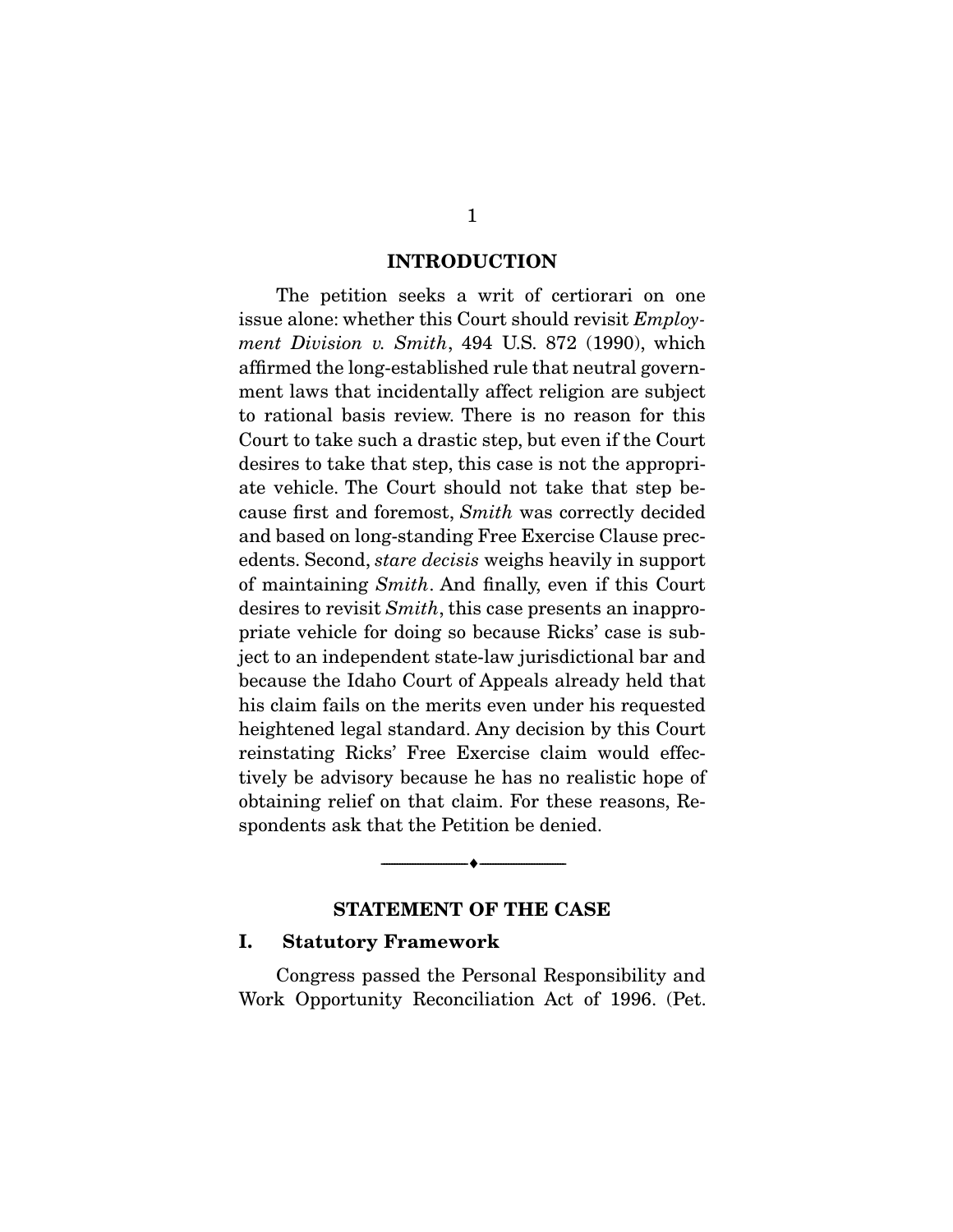## INTRODUCTION

The petition seeks a writ of certiorari on one issue alone: whether this Court should revisit *Employment Division v. Smith*, 494 U.S. 872 (1990), which affirmed the long-established rule that neutral government laws that incidentally affect religion are subject to rational basis review. There is no reason for this Court to take such a drastic step, but even if the Court desires to take that step, this case is not the appropriate vehicle. The Court should not take that step because first and foremost, *Smith* was correctly decided and based on long-standing Free Exercise Clause precedents. Second, *stare decisis* weighs heavily in support of maintaining *Smith*. And finally, even if this Court desires to revisit *Smith*, this case presents an inappropriate vehicle for doing so because Ricks' case is subject to an independent state-law jurisdictional bar and because the Idaho Court of Appeals already held that his claim fails on the merits even under his requested heightened legal standard. Any decision by this Court reinstating Ricks' Free Exercise claim would effectively be advisory because he has no realistic hope of obtaining relief on that claim. For these reasons, Respondents ask that the Petition be denied.

---

## STATEMENT OF THE CASE

### I. Statutory Framework

Congress passed the Personal Responsibility and Work Opportunity Reconciliation Act of 1996. (Pet.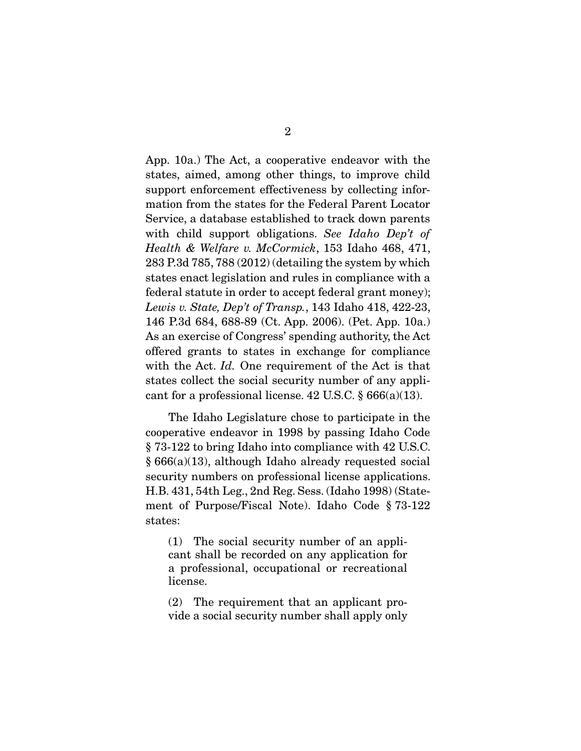App. 10a.) The Act, a cooperative endeavor with the states, aimed, among other things, to improve child support enforcement effectiveness by collecting information from the states for the Federal Parent Locator Service, a database established to track down parents with child support obligations. *See Idaho Dep't of Health & Welfare v. McCormick*, 153 Idaho 468, 471, 283 P.3d 785, 788 (2012) (detailing the system by which states enact legislation and rules in compliance with a federal statute in order to accept federal grant money); *Lewis v. State, Dep't of Transp.*, 143 Idaho 418, 422-23, 146 P.3d 684, 688-89 (Ct. App. 2006). (Pet. App. 10a.) As an exercise of Congress' spending authority, the Act offered grants to states in exchange for compliance with the Act. *Id.* One requirement of the Act is that states collect the social security number of any applicant for a professional license. 42 U.S.C. § 666(a)(13).

The Idaho Legislature chose to participate in the cooperative endeavor in 1998 by passing Idaho Code § 73-122 to bring Idaho into compliance with 42 U.S.C. § 666(a)(13), although Idaho already requested social security numbers on professional license applications. H.B. 431, 54th Leg., 2nd Reg. Sess. (Idaho 1998) (Statement of Purpose/Fiscal Note). Idaho Code § 73-122 states:

> (1) The social security number of an applicant shall be recorded on any application for a professional, occupational or recreational license.
>
> (2) The requirement that an applicant provide a social security number shall apply only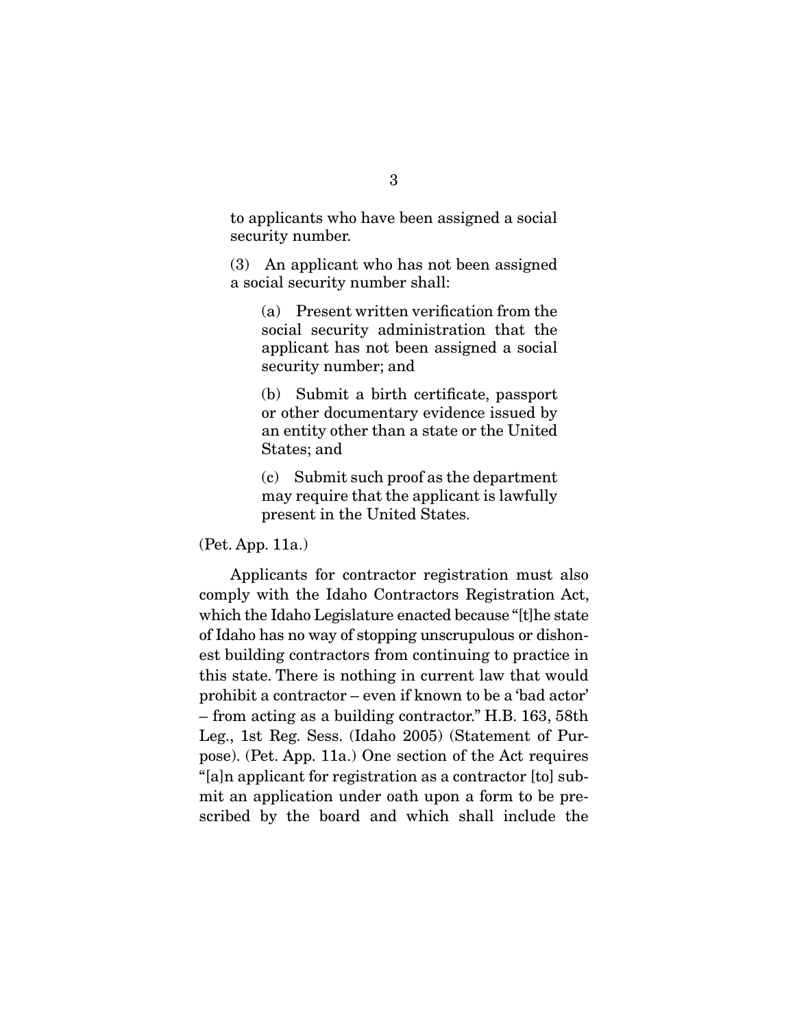> to applicants who have been assigned a social security number.
>
> (3) An applicant who has not been assigned a social security number shall:
>
>> (a) Present written verification from the social security administration that the applicant has not been assigned a social security number; and
>>
>> (b) Submit a birth certificate, passport or other documentary evidence issued by an entity other than a state or the United States; and
>>
>> (c) Submit such proof as the department may require that the applicant is lawfully present in the United States.

(Pet. App. 11a.)

Applicants for contractor registration must also comply with the Idaho Contractors Registration Act, which the Idaho Legislature enacted because "[t]he state of Idaho has no way of stopping unscrupulous or dishonest building contractors from continuing to practice in this state. There is nothing in current law that would prohibit a contractor – even if known to be a 'bad actor' – from acting as a building contractor." H.B. 163, 58th Leg., 1st Reg. Sess. (Idaho 2005) (Statement of Purpose). (Pet. App. 11a.) One section of the Act requires "[a]n applicant for registration as a contractor [to] submit an application under oath upon a form to be prescribed by the board and which shall include the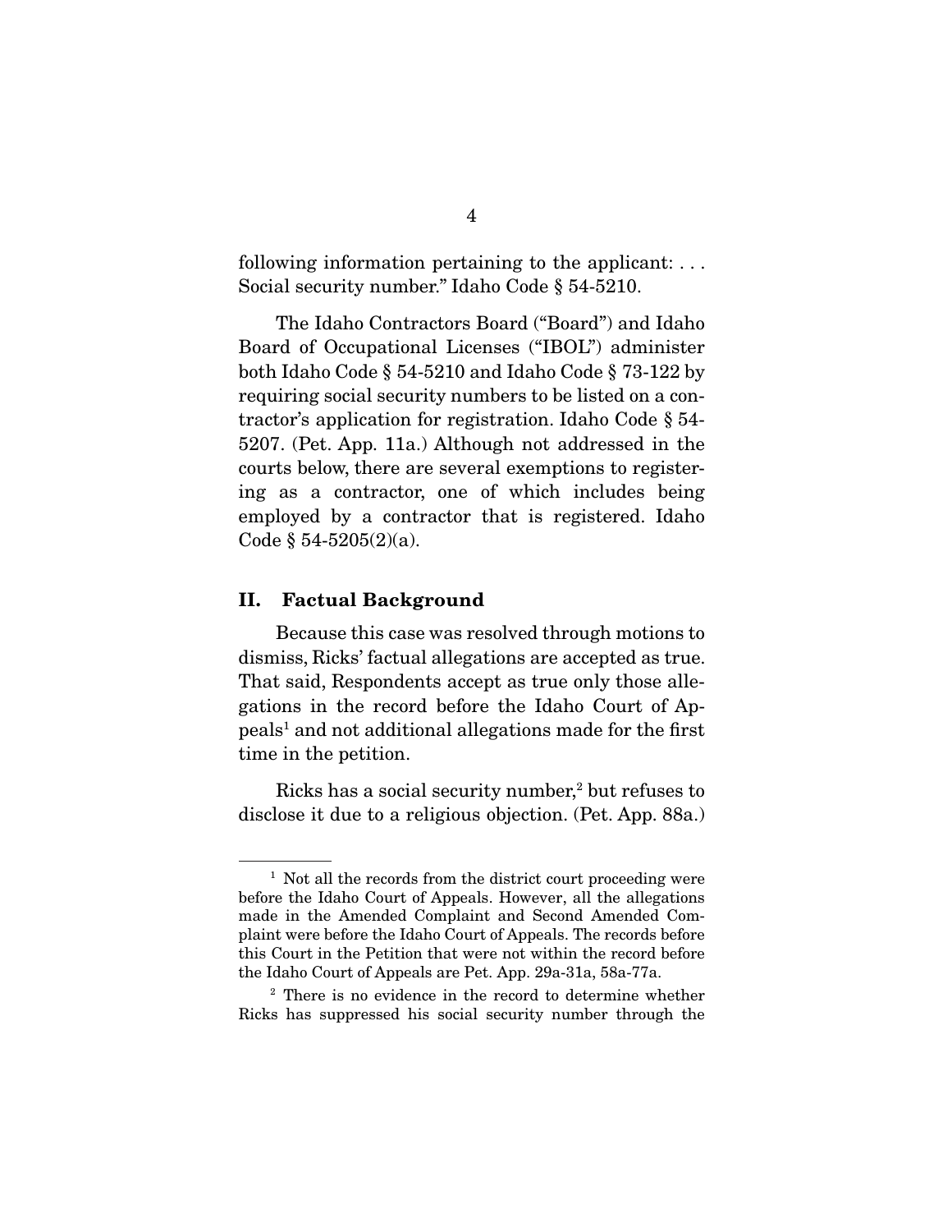following information pertaining to the applicant: . . . Social security number." Idaho Code § 54-5210.

The Idaho Contractors Board ("Board") and Idaho Board of Occupational Licenses ("IBOL") administer both Idaho Code § 54-5210 and Idaho Code § 73-122 by requiring social security numbers to be listed on a contractor's application for registration. Idaho Code § 54-5207. (Pet. App. 11a.) Although not addressed in the courts below, there are several exemptions to registering as a contractor, one of which includes being employed by a contractor that is registered. Idaho Code § 54-5205(2)(a).

## II. Factual Background

Because this case was resolved through motions to dismiss, Ricks' factual allegations are accepted as true. That said, Respondents accept as true only those allegations in the record before the Idaho Court of Appeals[1] and not additional allegations made for the first time in the petition.

Ricks has a social security number,[2] but refuses to disclose it due to a religious objection. (Pet. App. 88a.)

[1] Not all the records from the district court proceeding were before the Idaho Court of Appeals. However, all the allegations made in the Amended Complaint and Second Amended Complaint were before the Idaho Court of Appeals. The records before this Court in the Petition that were not within the record before the Idaho Court of Appeals are Pet. App. 29a-31a, 58a-77a.

[2] There is no evidence in the record to determine whether Ricks has suppressed his social security number through the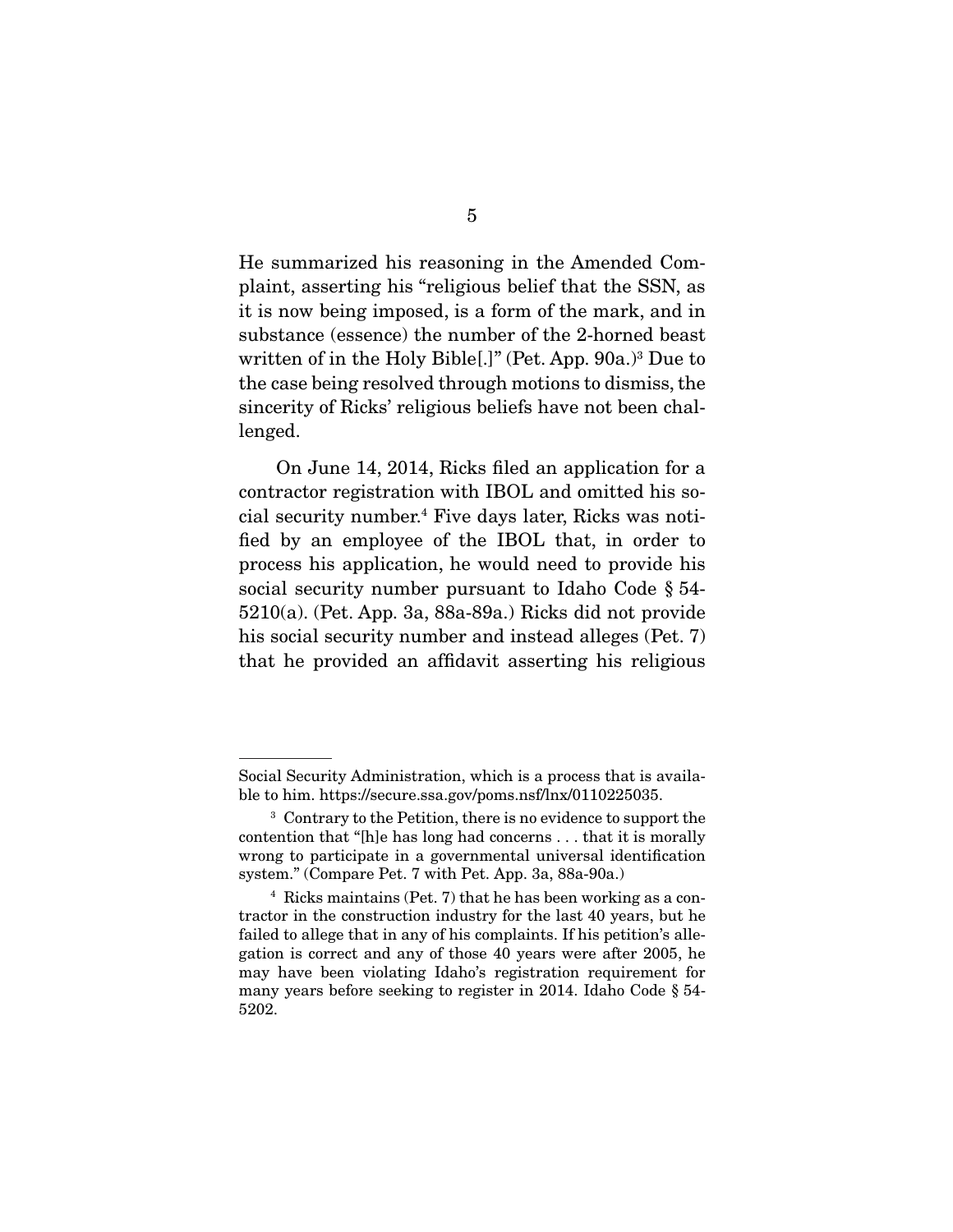He summarized his reasoning in the Amended Complaint, asserting his "religious belief that the SSN, as it is now being imposed, is a form of the mark, and in substance (essence) the number of the 2-horned beast written of in the Holy Bible[.]" (Pet. App. 90a.)[3] Due to the case being resolved through motions to dismiss, the sincerity of Ricks' religious beliefs have not been challenged.

On June 14, 2014, Ricks filed an application for a contractor registration with IBOL and omitted his social security number.[4] Five days later, Ricks was notified by an employee of the IBOL that, in order to process his application, he would need to provide his social security number pursuant to Idaho Code § 54-5210(a). (Pet. App. 3a, 88a-89a.) Ricks did not provide his social security number and instead alleges (Pet. 7) that he provided an affidavit asserting his religious

---

Social Security Administration, which is a process that is available to him. https://secure.ssa.gov/poms.nsf/lnx/0110225035.

[3] Contrary to the Petition, there is no evidence to support the contention that "[h]e has long had concerns . . . that it is morally wrong to participate in a governmental universal identification system." (Compare Pet. 7 with Pet. App. 3a, 88a-90a.)

[4] Ricks maintains (Pet. 7) that he has been working as a contractor in the construction industry for the last 40 years, but he failed to allege that in any of his complaints. If his petition's allegation is correct and any of those 40 years were after 2005, he may have been violating Idaho's registration requirement for many years before seeking to register in 2014. Idaho Code § 54-5202.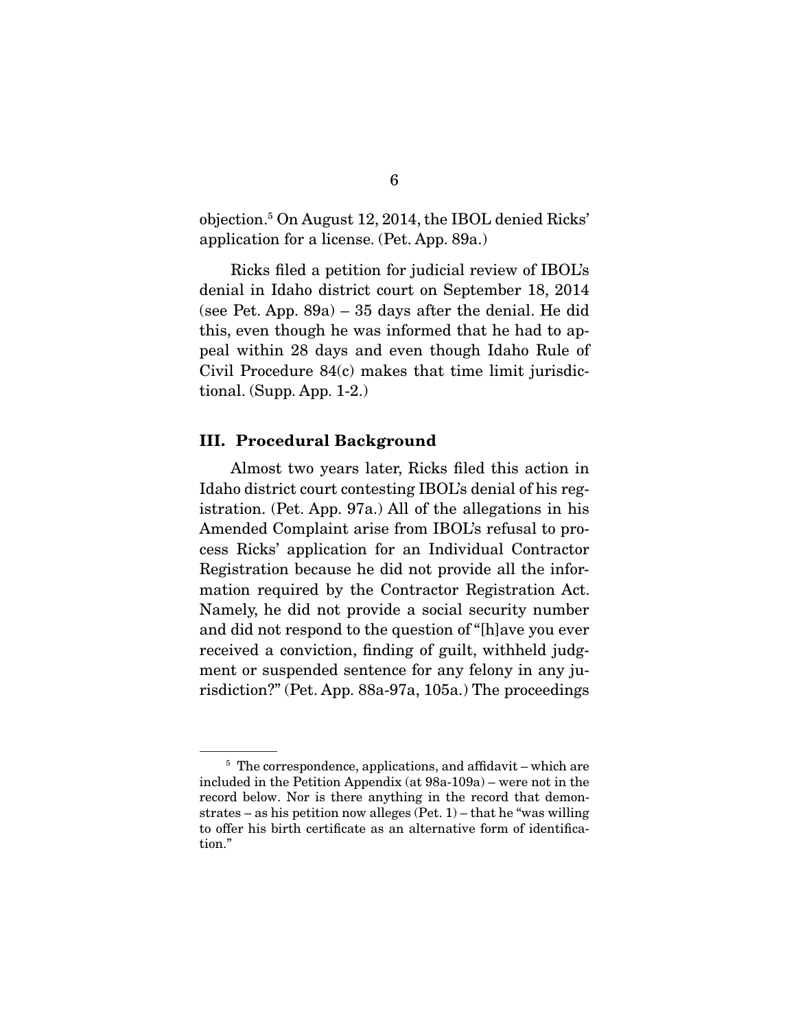objection.[5] On August 12, 2014, the IBOL denied Ricks' application for a license. (Pet. App. 89a.)

Ricks filed a petition for judicial review of IBOL's denial in Idaho district court on September 18, 2014 (see Pet. App. 89a) – 35 days after the denial. He did this, even though he was informed that he had to appeal within 28 days and even though Idaho Rule of Civil Procedure 84(c) makes that time limit jurisdictional. (Supp. App. 1-2.)

### III. Procedural Background

Almost two years later, Ricks filed this action in Idaho district court contesting IBOL's denial of his registration. (Pet. App. 97a.) All of the allegations in his Amended Complaint arise from IBOL's refusal to process Ricks' application for an Individual Contractor Registration because he did not provide all the information required by the Contractor Registration Act. Namely, he did not provide a social security number and did not respond to the question of "[h]ave you ever received a conviction, finding of guilt, withheld judgment or suspended sentence for any felony in any jurisdiction?" (Pet. App. 88a-97a, 105a.) The proceedings

---

[5] The correspondence, applications, and affidavit – which are included in the Petition Appendix (at 98a-109a) – were not in the record below. Nor is there anything in the record that demonstrates – as his petition now alleges (Pet. 1) – that he "was willing to offer his birth certificate as an alternative form of identification."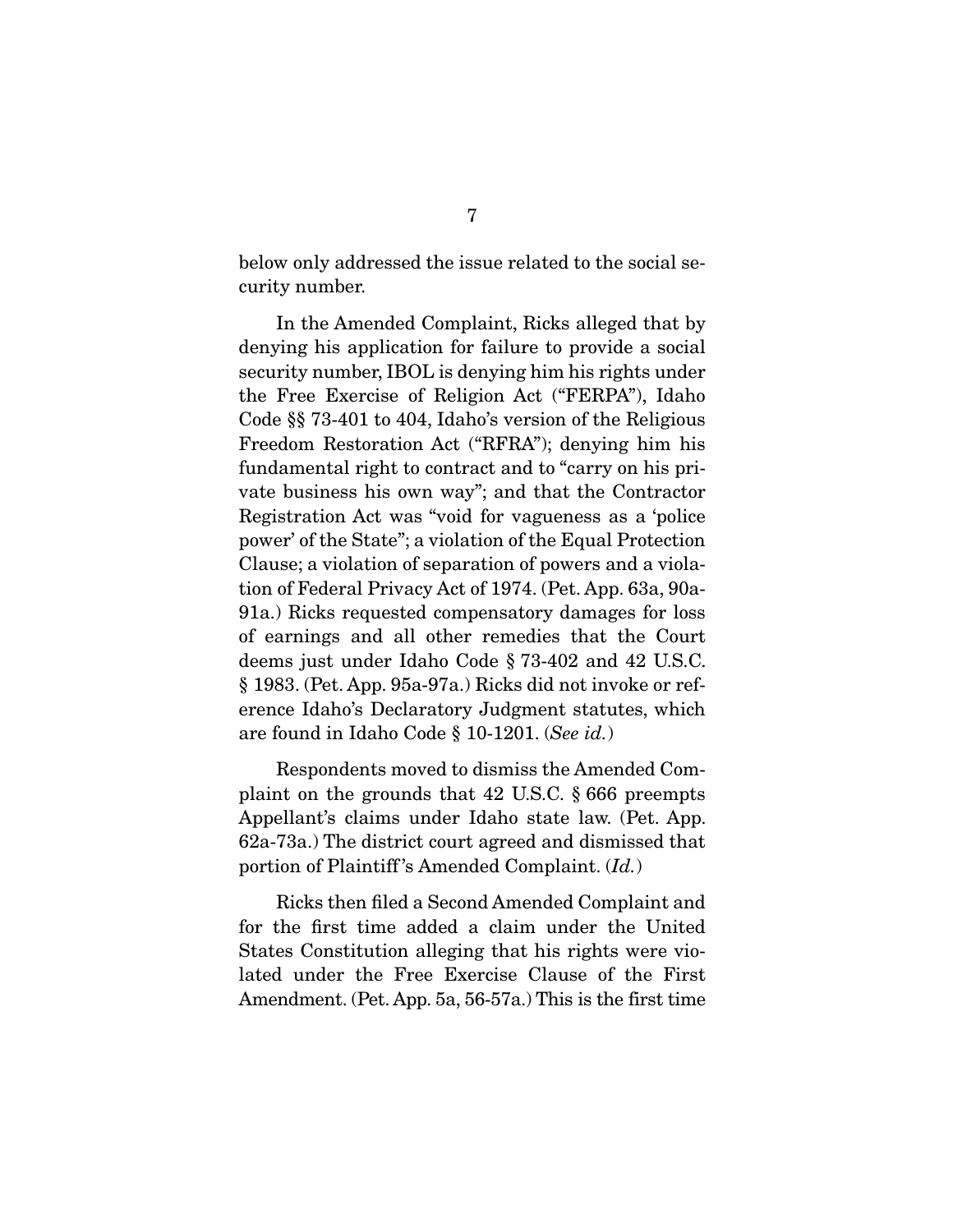below only addressed the issue related to the social security number.

In the Amended Complaint, Ricks alleged that by denying his application for failure to provide a social security number, IBOL is denying him his rights under the Free Exercise of Religion Act ("FERPA"), Idaho Code §§ 73-401 to 404, Idaho's version of the Religious Freedom Restoration Act ("RFRA"); denying him his fundamental right to contract and to "carry on his private business his own way"; and that the Contractor Registration Act was "void for vagueness as a 'police power' of the State"; a violation of the Equal Protection Clause; a violation of separation of powers and a violation of Federal Privacy Act of 1974. (Pet. App. 63a, 90a-91a.) Ricks requested compensatory damages for loss of earnings and all other remedies that the Court deems just under Idaho Code § 73-402 and 42 U.S.C. § 1983. (Pet. App. 95a-97a.) Ricks did not invoke or reference Idaho's Declaratory Judgment statutes, which are found in Idaho Code § 10-1201. (*See id.*)

Respondents moved to dismiss the Amended Complaint on the grounds that 42 U.S.C. § 666 preempts Appellant's claims under Idaho state law. (Pet. App. 62a-73a.) The district court agreed and dismissed that portion of Plaintiff's Amended Complaint. (*Id.*)

Ricks then filed a Second Amended Complaint and for the first time added a claim under the United States Constitution alleging that his rights were violated under the Free Exercise Clause of the First Amendment. (Pet. App. 5a, 56-57a.) This is the first time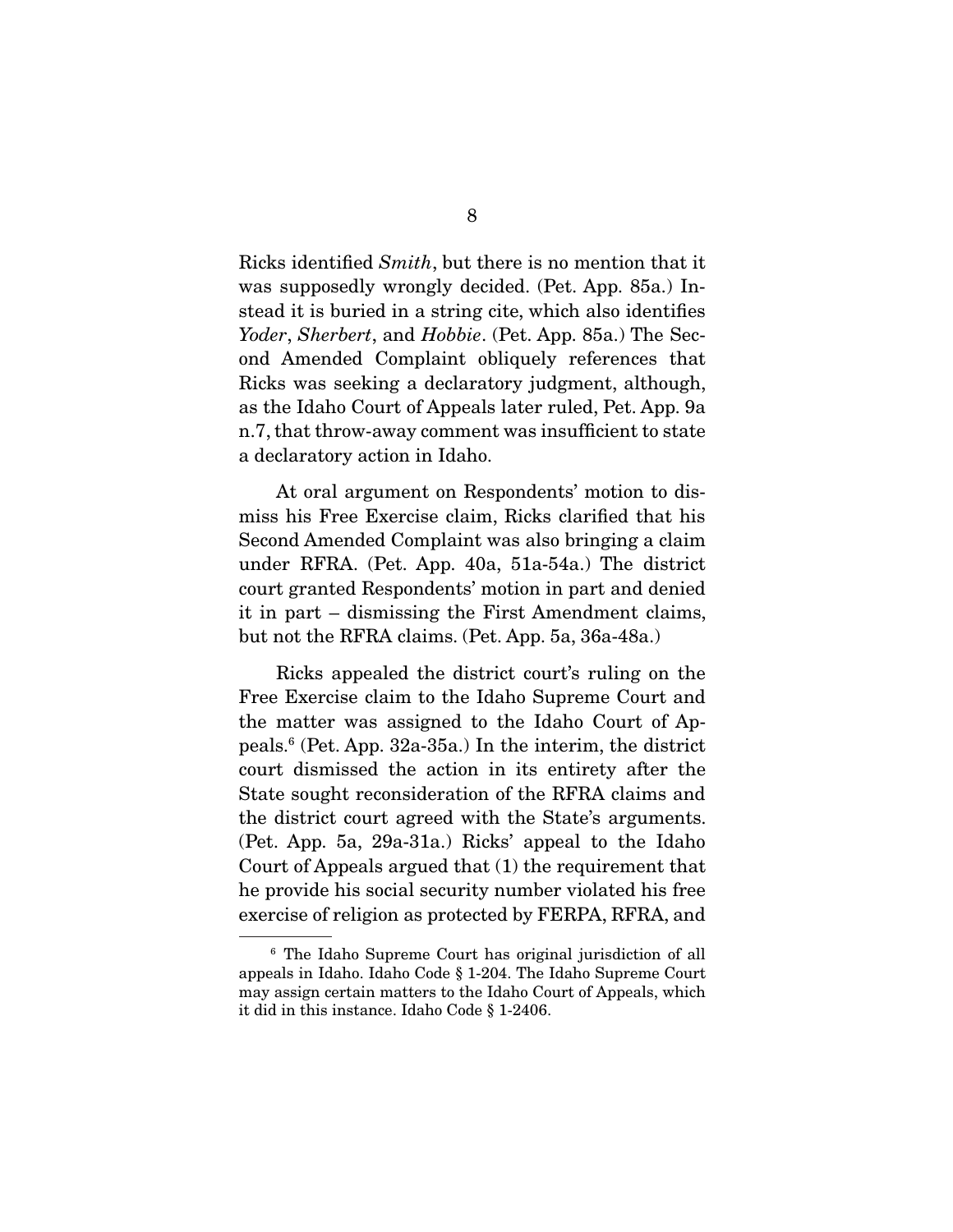Ricks identified *Smith*, but there is no mention that it was supposedly wrongly decided. (Pet. App. 85a.) Instead it is buried in a string cite, which also identifies *Yoder*, *Sherbert*, and *Hobbie*. (Pet. App. 85a.) The Second Amended Complaint obliquely references that Ricks was seeking a declaratory judgment, although, as the Idaho Court of Appeals later ruled, Pet. App. 9a n.7, that throw-away comment was insufficient to state a declaratory action in Idaho.

At oral argument on Respondents' motion to dismiss his Free Exercise claim, Ricks clarified that his Second Amended Complaint was also bringing a claim under RFRA. (Pet. App. 40a, 51a-54a.) The district court granted Respondents' motion in part and denied it in part – dismissing the First Amendment claims, but not the RFRA claims. (Pet. App. 5a, 36a-48a.)

Ricks appealed the district court's ruling on the Free Exercise claim to the Idaho Supreme Court and the matter was assigned to the Idaho Court of Appeals.[6] (Pet. App. 32a-35a.) In the interim, the district court dismissed the action in its entirety after the State sought reconsideration of the RFRA claims and the district court agreed with the State's arguments. (Pet. App. 5a, 29a-31a.) Ricks' appeal to the Idaho Court of Appeals argued that (1) the requirement that he provide his social security number violated his free exercise of religion as protected by FERPA, RFRA, and

[6] The Idaho Supreme Court has original jurisdiction of all appeals in Idaho. Idaho Code § 1-204. The Idaho Supreme Court may assign certain matters to the Idaho Court of Appeals, which it did in this instance. Idaho Code § 1-2406.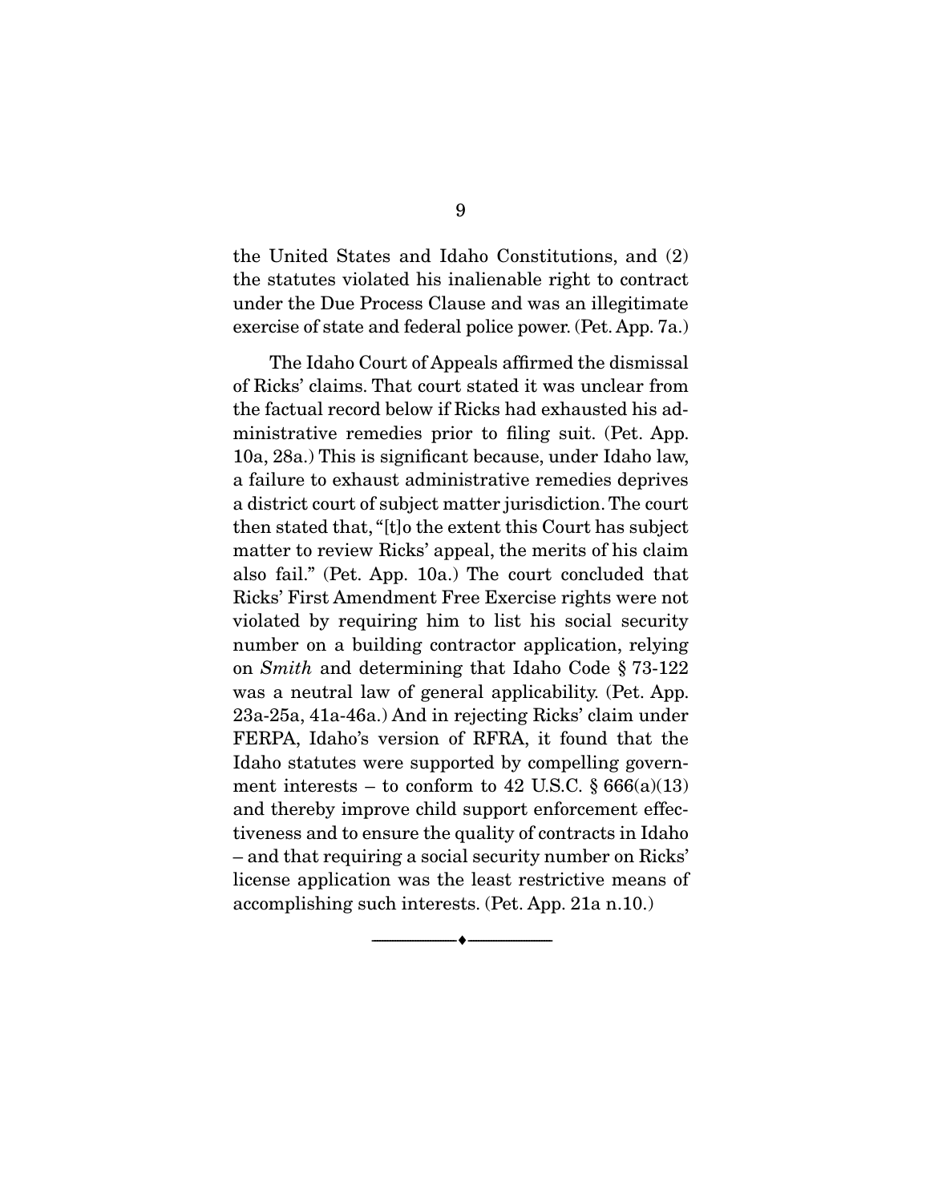the United States and Idaho Constitutions, and (2) the statutes violated his inalienable right to contract under the Due Process Clause and was an illegitimate exercise of state and federal police power. (Pet. App. 7a.)

The Idaho Court of Appeals affirmed the dismissal of Ricks' claims. That court stated it was unclear from the factual record below if Ricks had exhausted his administrative remedies prior to filing suit. (Pet. App. 10a, 28a.) This is significant because, under Idaho law, a failure to exhaust administrative remedies deprives a district court of subject matter jurisdiction. The court then stated that, "[t]o the extent this Court has subject matter to review Ricks' appeal, the merits of his claim also fail." (Pet. App. 10a.) The court concluded that Ricks' First Amendment Free Exercise rights were not violated by requiring him to list his social security number on a building contractor application, relying on *Smith* and determining that Idaho Code § 73-122 was a neutral law of general applicability. (Pet. App. 23a-25a, 41a-46a.) And in rejecting Ricks' claim under FERPA, Idaho's version of RFRA, it found that the Idaho statutes were supported by compelling government interests – to conform to 42 U.S.C. § 666(a)(13) and thereby improve child support enforcement effectiveness and to ensure the quality of contracts in Idaho – and that requiring a social security number on Ricks' license application was the least restrictive means of accomplishing such interests. (Pet. App. 21a n.10.)

---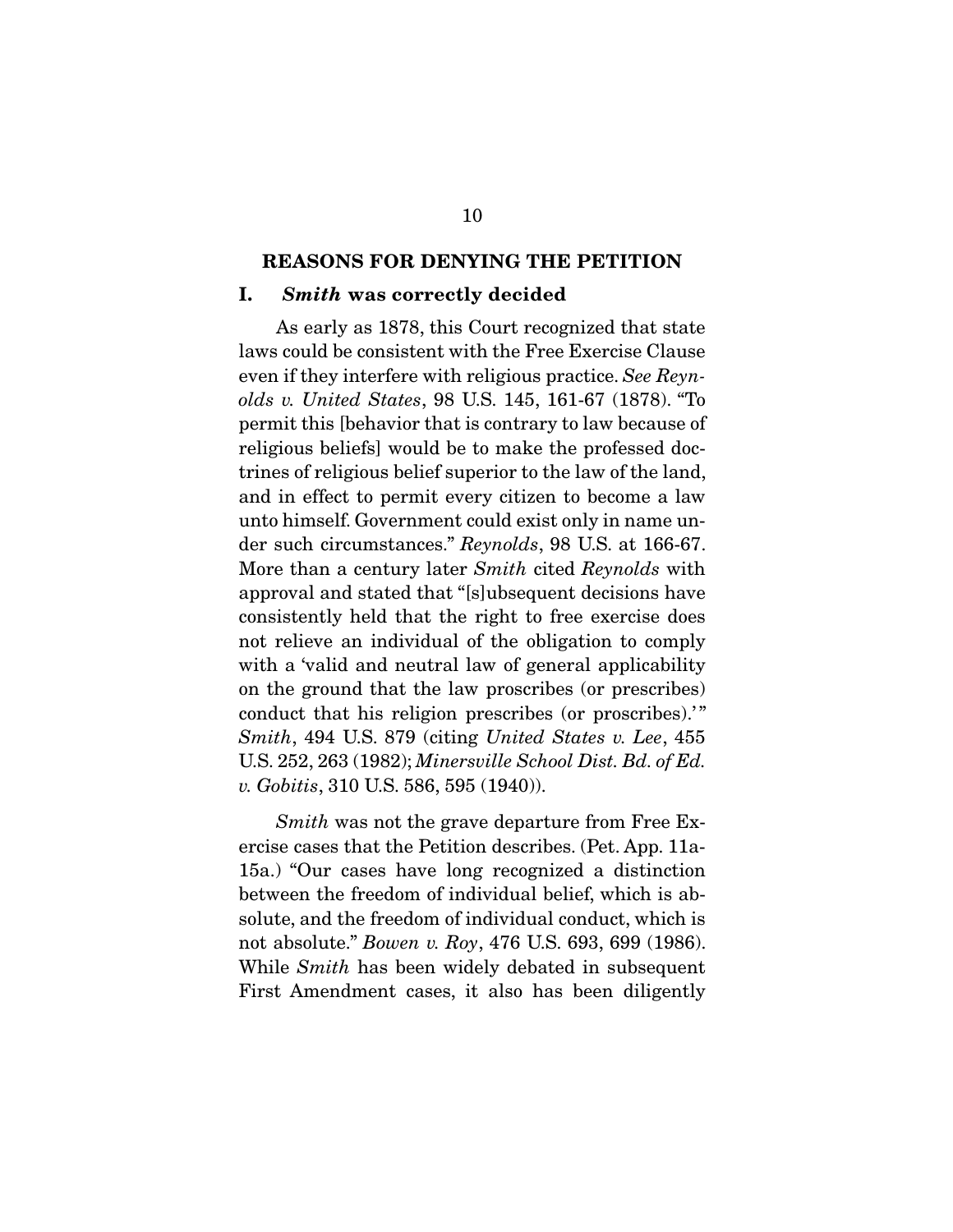## REASONS FOR DENYING THE PETITION

### I. *Smith* was correctly decided

As early as 1878, this Court recognized that state laws could be consistent with the Free Exercise Clause even if they interfere with religious practice. *See Reynolds v. United States*, 98 U.S. 145, 161-67 (1878). "To permit this [behavior that is contrary to law because of religious beliefs] would be to make the professed doctrines of religious belief superior to the law of the land, and in effect to permit every citizen to become a law unto himself. Government could exist only in name under such circumstances." *Reynolds*, 98 U.S. at 166-67. More than a century later *Smith* cited *Reynolds* with approval and stated that "[s]ubsequent decisions have consistently held that the right to free exercise does not relieve an individual of the obligation to comply with a 'valid and neutral law of general applicability on the ground that the law proscribes (or prescribes) conduct that his religion prescribes (or proscribes).'" *Smith*, 494 U.S. 879 (citing *United States v. Lee*, 455 U.S. 252, 263 (1982); *Minersville School Dist. Bd. of Ed. v. Gobitis*, 310 U.S. 586, 595 (1940)).

*Smith* was not the grave departure from Free Exercise cases that the Petition describes. (Pet. App. 11a-15a.) "Our cases have long recognized a distinction between the freedom of individual belief, which is absolute, and the freedom of individual conduct, which is not absolute." *Bowen v. Roy*, 476 U.S. 693, 699 (1986). While *Smith* has been widely debated in subsequent First Amendment cases, it also has been diligently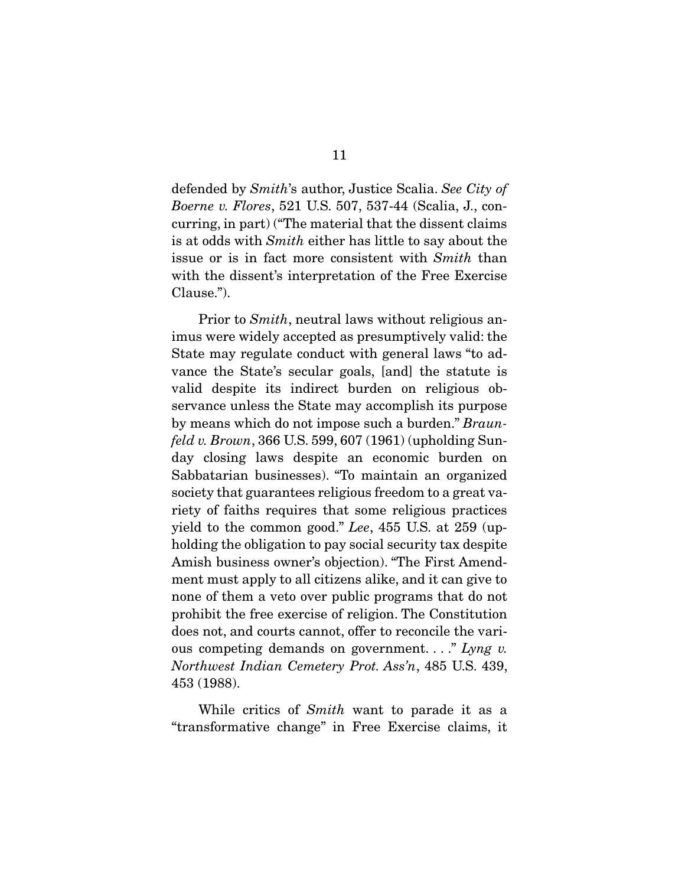defended by *Smith*'s author, Justice Scalia. *See City of Boerne v. Flores*, 521 U.S. 507, 537-44 (Scalia, J., concurring, in part) ("The material that the dissent claims is at odds with *Smith* either has little to say about the issue or is in fact more consistent with *Smith* than with the dissent's interpretation of the Free Exercise Clause.").

Prior to *Smith*, neutral laws without religious animus were widely accepted as presumptively valid: the State may regulate conduct with general laws "to advance the State's secular goals, [and] the statute is valid despite its indirect burden on religious observance unless the State may accomplish its purpose by means which do not impose such a burden." *Braunfeld v. Brown*, 366 U.S. 599, 607 (1961) (upholding Sunday closing laws despite an economic burden on Sabbatarian businesses). "To maintain an organized society that guarantees religious freedom to a great variety of faiths requires that some religious practices yield to the common good." *Lee*, 455 U.S. at 259 (upholding the obligation to pay social security tax despite Amish business owner's objection). "The First Amendment must apply to all citizens alike, and it can give to none of them a veto over public programs that do not prohibit the free exercise of religion. The Constitution does not, and courts cannot, offer to reconcile the various competing demands on government. . . ." *Lyng v. Northwest Indian Cemetery Prot. Ass'n*, 485 U.S. 439, 453 (1988).

While critics of *Smith* want to parade it as a "transformative change" in Free Exercise claims, it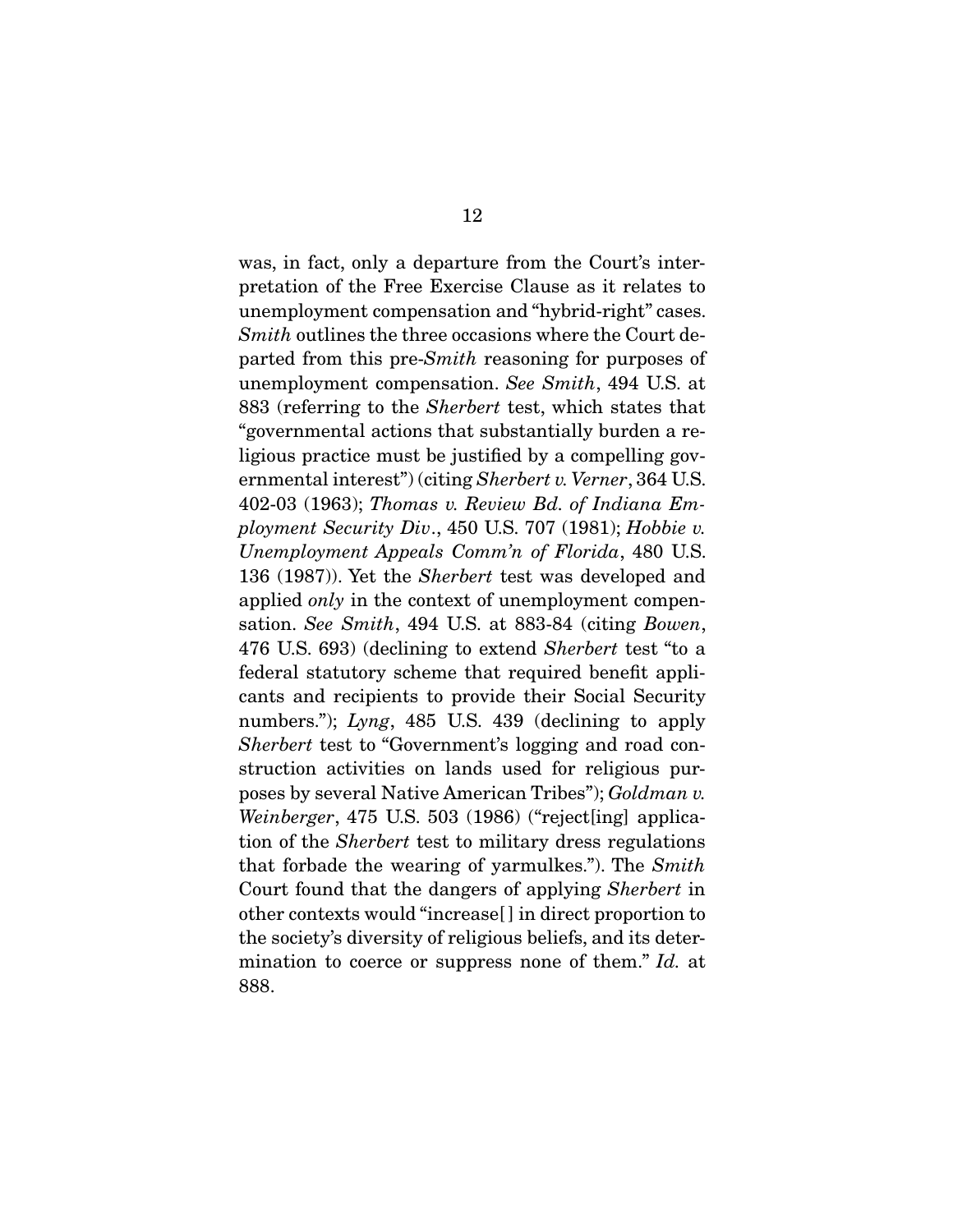was, in fact, only a departure from the Court's interpretation of the Free Exercise Clause as it relates to unemployment compensation and "hybrid-right" cases. *Smith* outlines the three occasions where the Court departed from this pre-*Smith* reasoning for purposes of unemployment compensation. *See Smith*, 494 U.S. at 883 (referring to the *Sherbert* test, which states that "governmental actions that substantially burden a religious practice must be justified by a compelling governmental interest") (citing *Sherbert v. Verner*, 364 U.S. 402-03 (1963); *Thomas v. Review Bd. of Indiana Employment Security Div*., 450 U.S. 707 (1981); *Hobbie v. Unemployment Appeals Comm'n of Florida*, 480 U.S. 136 (1987)). Yet the *Sherbert* test was developed and applied *only* in the context of unemployment compensation. *See Smith*, 494 U.S. at 883-84 (citing *Bowen*, 476 U.S. 693) (declining to extend *Sherbert* test "to a federal statutory scheme that required benefit applicants and recipients to provide their Social Security numbers."); *Lyng*, 485 U.S. 439 (declining to apply *Sherbert* test to "Government's logging and road construction activities on lands used for religious purposes by several Native American Tribes"); *Goldman v. Weinberger*, 475 U.S. 503 (1986) ("reject[ing] application of the *Sherbert* test to military dress regulations that forbade the wearing of yarmulkes."). The *Smith* Court found that the dangers of applying *Sherbert* in other contexts would "increase[] in direct proportion to the society's diversity of religious beliefs, and its determination to coerce or suppress none of them." *Id.* at 888.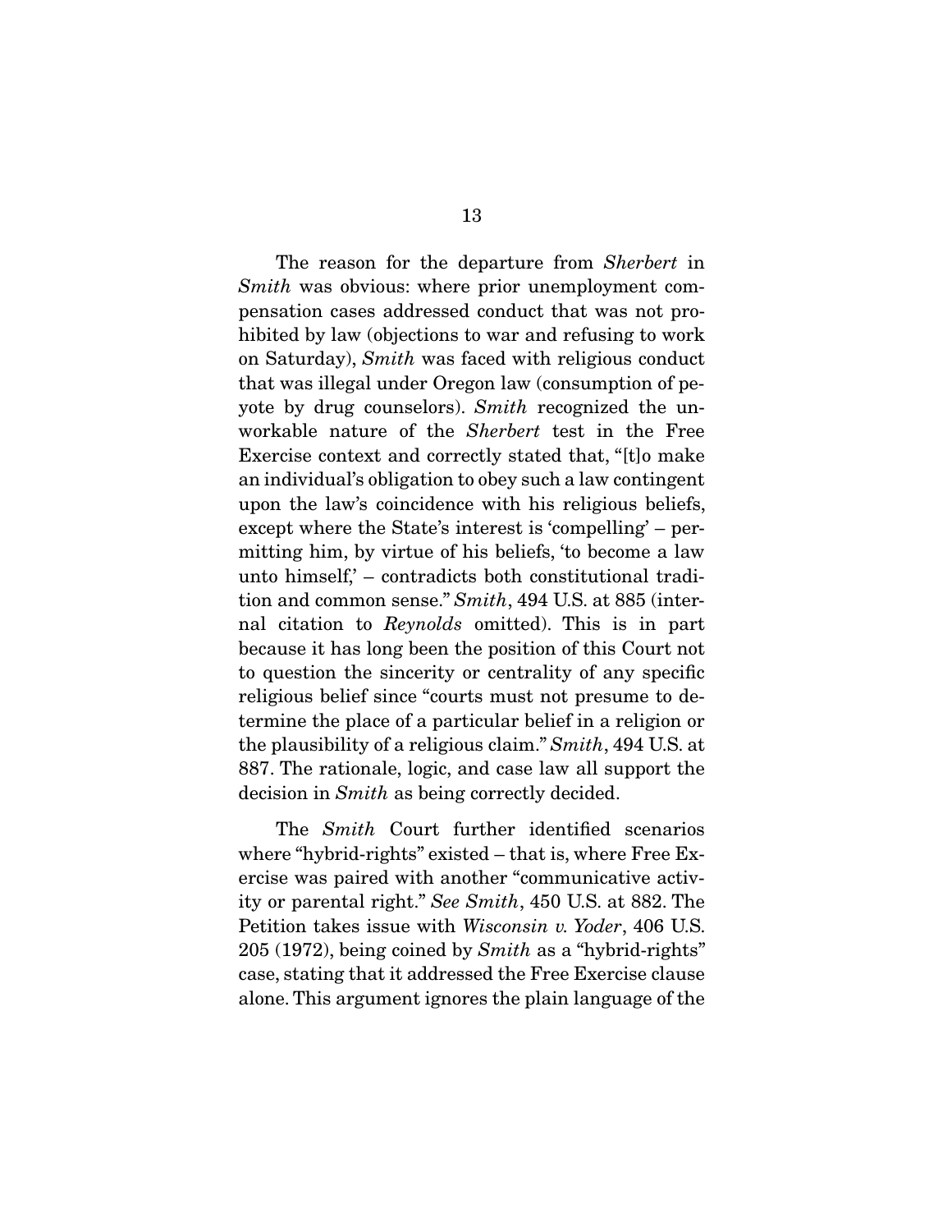The reason for the departure from *Sherbert* in *Smith* was obvious: where prior unemployment compensation cases addressed conduct that was not prohibited by law (objections to war and refusing to work on Saturday), *Smith* was faced with religious conduct that was illegal under Oregon law (consumption of peyote by drug counselors). *Smith* recognized the unworkable nature of the *Sherbert* test in the Free Exercise context and correctly stated that, "[t]o make an individual's obligation to obey such a law contingent upon the law's coincidence with his religious beliefs, except where the State's interest is 'compelling' – permitting him, by virtue of his beliefs, 'to become a law unto himself,' – contradicts both constitutional tradition and common sense." *Smith*, 494 U.S. at 885 (internal citation to *Reynolds* omitted). This is in part because it has long been the position of this Court not to question the sincerity or centrality of any specific religious belief since "courts must not presume to determine the place of a particular belief in a religion or the plausibility of a religious claim." *Smith*, 494 U.S. at 887. The rationale, logic, and case law all support the decision in *Smith* as being correctly decided.

The *Smith* Court further identified scenarios where "hybrid-rights" existed – that is, where Free Exercise was paired with another "communicative activity or parental right." *See Smith*, 450 U.S. at 882. The Petition takes issue with *Wisconsin v. Yoder*, 406 U.S. 205 (1972), being coined by *Smith* as a "hybrid-rights" case, stating that it addressed the Free Exercise clause alone. This argument ignores the plain language of the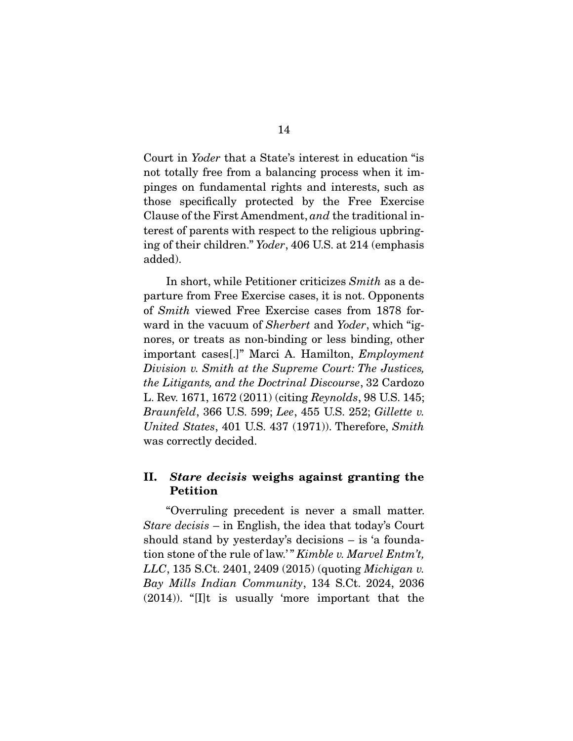Court in *Yoder* that a State's interest in education "is not totally free from a balancing process when it impinges on fundamental rights and interests, such as those specifically protected by the Free Exercise Clause of the First Amendment, *and* the traditional interest of parents with respect to the religious upbringing of their children." *Yoder*, 406 U.S. at 214 (emphasis added).

In short, while Petitioner criticizes *Smith* as a departure from Free Exercise cases, it is not. Opponents of *Smith* viewed Free Exercise cases from 1878 forward in the vacuum of *Sherbert* and *Yoder*, which "ignores, or treats as non-binding or less binding, other important cases[.]" Marci A. Hamilton, *Employment Division v. Smith at the Supreme Court: The Justices, the Litigants, and the Doctrinal Discourse*, 32 Cardozo L. Rev. 1671, 1672 (2011) (citing *Reynolds*, 98 U.S. 145; *Braunfeld*, 366 U.S. 599; *Lee*, 455 U.S. 252; *Gillette v. United States*, 401 U.S. 437 (1971)). Therefore, *Smith* was correctly decided.

## II. *Stare decisis* weighs against granting the Petition

"Overruling precedent is never a small matter. *Stare decisis* – in English, the idea that today's Court should stand by yesterday's decisions – is 'a foundation stone of the rule of law.'" *Kimble v. Marvel Entm't, LLC*, 135 S.Ct. 2401, 2409 (2015) (quoting *Michigan v. Bay Mills Indian Community*, 134 S.Ct. 2024, 2036 (2014)). "[I]t is usually 'more important that the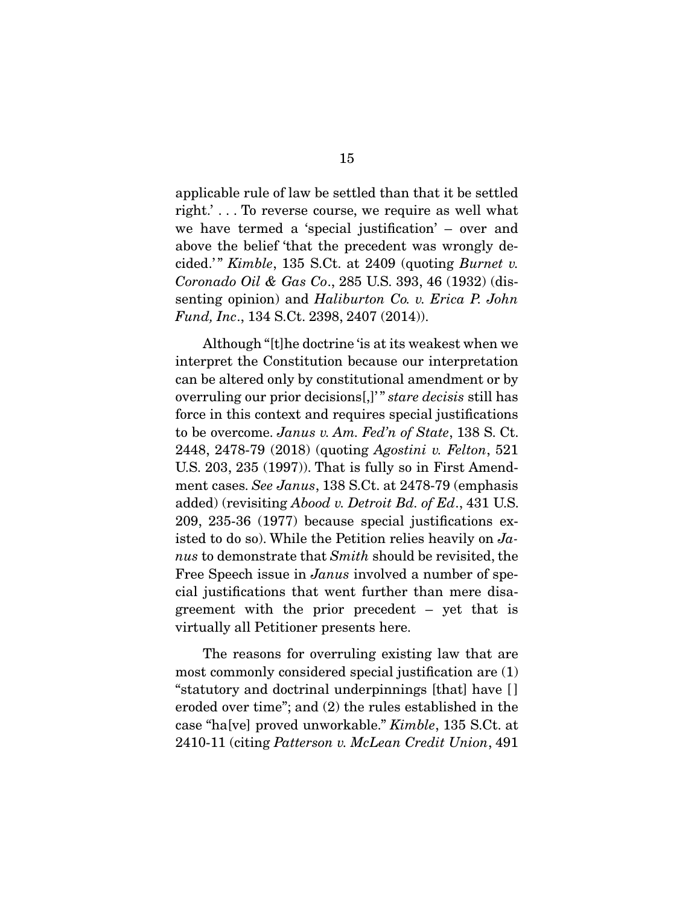applicable rule of law be settled than that it be settled right.' . . . To reverse course, we require as well what we have termed a 'special justification' – over and above the belief 'that the precedent was wrongly decided.'" *Kimble*, 135 S.Ct. at 2409 (quoting *Burnet v. Coronado Oil & Gas Co*., 285 U.S. 393, 46 (1932) (dissenting opinion) and *Haliburton Co. v. Erica P. John Fund, Inc*., 134 S.Ct. 2398, 2407 (2014)).

Although "[t]he doctrine 'is at its weakest when we interpret the Constitution because our interpretation can be altered only by constitutional amendment or by overruling our prior decisions[,]'" *stare decisis* still has force in this context and requires special justifications to be overcome. *Janus v. Am. Fed'n of State*, 138 S. Ct. 2448, 2478-79 (2018) (quoting *Agostini v. Felton*, 521 U.S. 203, 235 (1997)). That is fully so in First Amendment cases. *See Janus*, 138 S.Ct. at 2478-79 (emphasis added) (revisiting *Abood v. Detroit Bd. of Ed*., 431 U.S. 209, 235-36 (1977) because special justifications existed to do so). While the Petition relies heavily on *Janus* to demonstrate that *Smith* should be revisited, the Free Speech issue in *Janus* involved a number of special justifications that went further than mere disagreement with the prior precedent – yet that is virtually all Petitioner presents here.

The reasons for overruling existing law that are most commonly considered special justification are (1) "statutory and doctrinal underpinnings [that] have [ ] eroded over time"; and (2) the rules established in the case "ha[ve] proved unworkable." *Kimble*, 135 S.Ct. at 2410-11 (citing *Patterson v. McLean Credit Union*, 491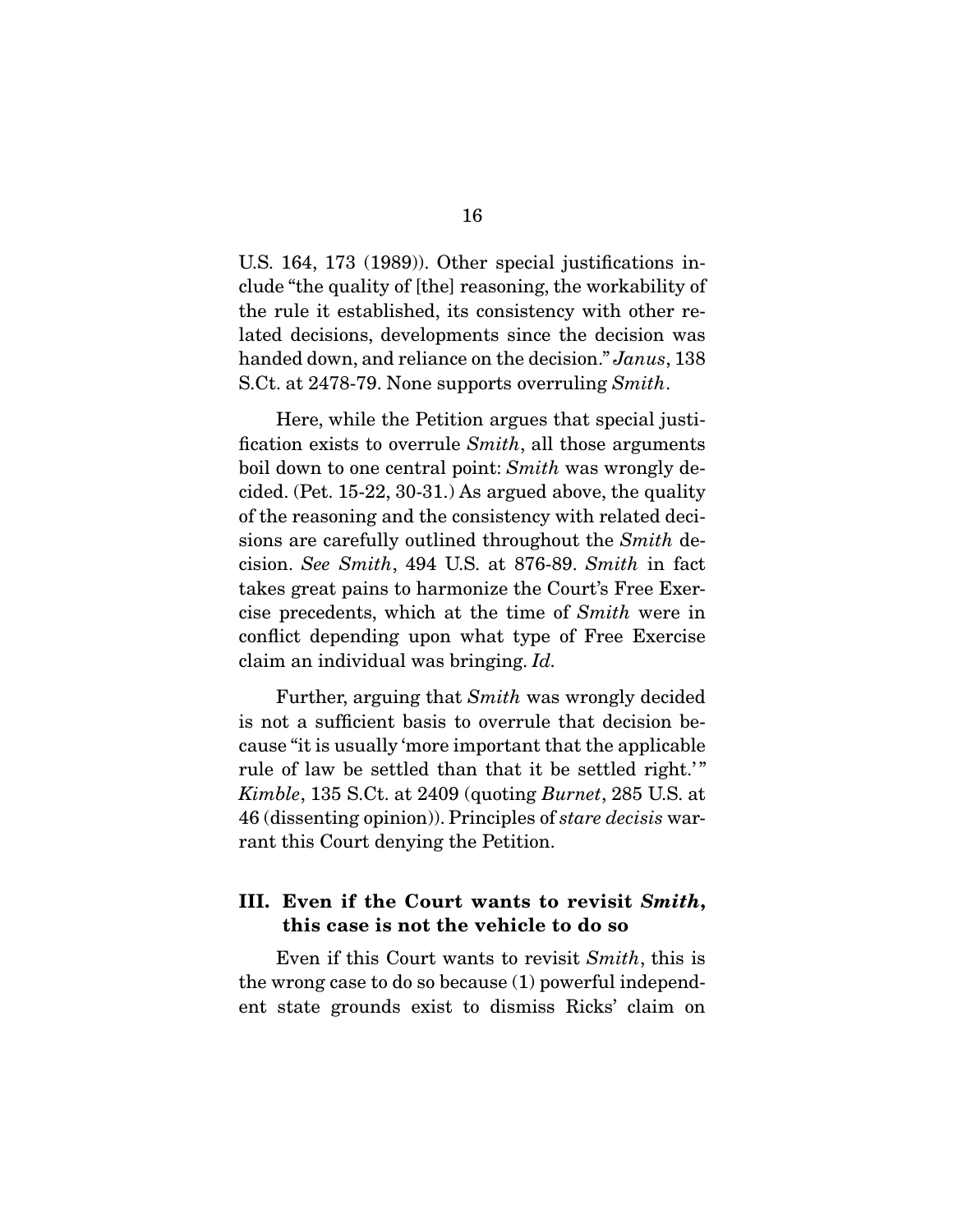U.S. 164, 173 (1989)). Other special justifications include "the quality of [the] reasoning, the workability of the rule it established, its consistency with other related decisions, developments since the decision was handed down, and reliance on the decision." *Janus*, 138 S.Ct. at 2478-79. None supports overruling *Smith*.

Here, while the Petition argues that special justification exists to overrule *Smith*, all those arguments boil down to one central point: *Smith* was wrongly decided. (Pet. 15-22, 30-31.) As argued above, the quality of the reasoning and the consistency with related decisions are carefully outlined throughout the *Smith* decision. *See Smith*, 494 U.S. at 876-89. *Smith* in fact takes great pains to harmonize the Court's Free Exercise precedents, which at the time of *Smith* were in conflict depending upon what type of Free Exercise claim an individual was bringing. *Id.*

Further, arguing that *Smith* was wrongly decided is not a sufficient basis to overrule that decision because "it is usually 'more important that the applicable rule of law be settled than that it be settled right.'" *Kimble*, 135 S.Ct. at 2409 (quoting *Burnet*, 285 U.S. at 46 (dissenting opinion)). Principles of *stare decisis* warrant this Court denying the Petition.

### III. Even if the Court wants to revisit *Smith*, this case is not the vehicle to do so

Even if this Court wants to revisit *Smith*, this is the wrong case to do so because (1) powerful independent state grounds exist to dismiss Ricks' claim on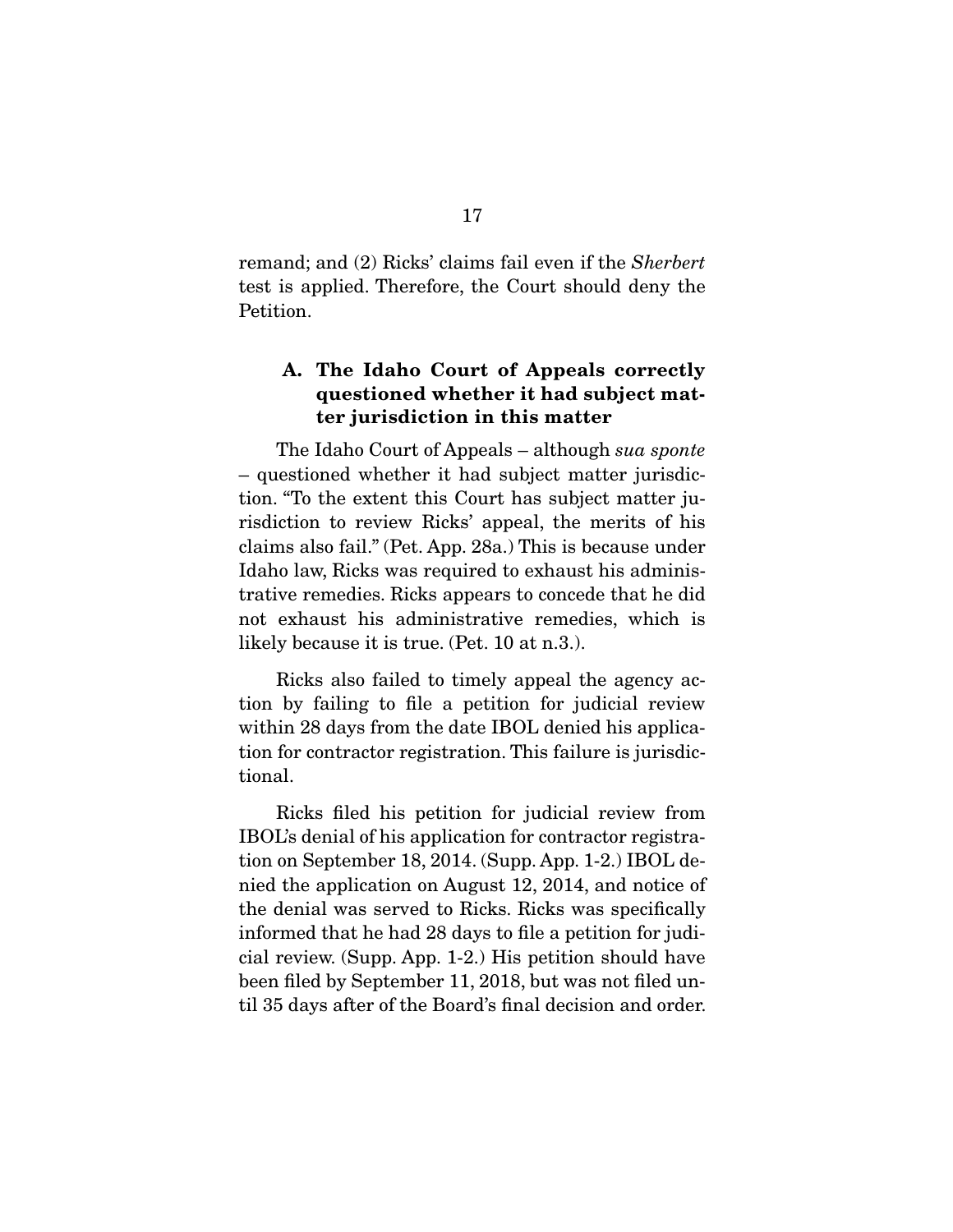remand; and (2) Ricks' claims fail even if the *Sherbert* test is applied. Therefore, the Court should deny the Petition.

### A. The Idaho Court of Appeals correctly questioned whether it had subject matter jurisdiction in this matter

The Idaho Court of Appeals – although *sua sponte* – questioned whether it had subject matter jurisdiction. "To the extent this Court has subject matter jurisdiction to review Ricks' appeal, the merits of his claims also fail." (Pet. App. 28a.) This is because under Idaho law, Ricks was required to exhaust his administrative remedies. Ricks appears to concede that he did not exhaust his administrative remedies, which is likely because it is true. (Pet. 10 at n.3.).

Ricks also failed to timely appeal the agency action by failing to file a petition for judicial review within 28 days from the date IBOL denied his application for contractor registration. This failure is jurisdictional.

Ricks filed his petition for judicial review from IBOL's denial of his application for contractor registration on September 18, 2014. (Supp. App. 1-2.) IBOL denied the application on August 12, 2014, and notice of the denial was served to Ricks. Ricks was specifically informed that he had 28 days to file a petition for judicial review. (Supp. App. 1-2.) His petition should have been filed by September 11, 2018, but was not filed until 35 days after of the Board's final decision and order.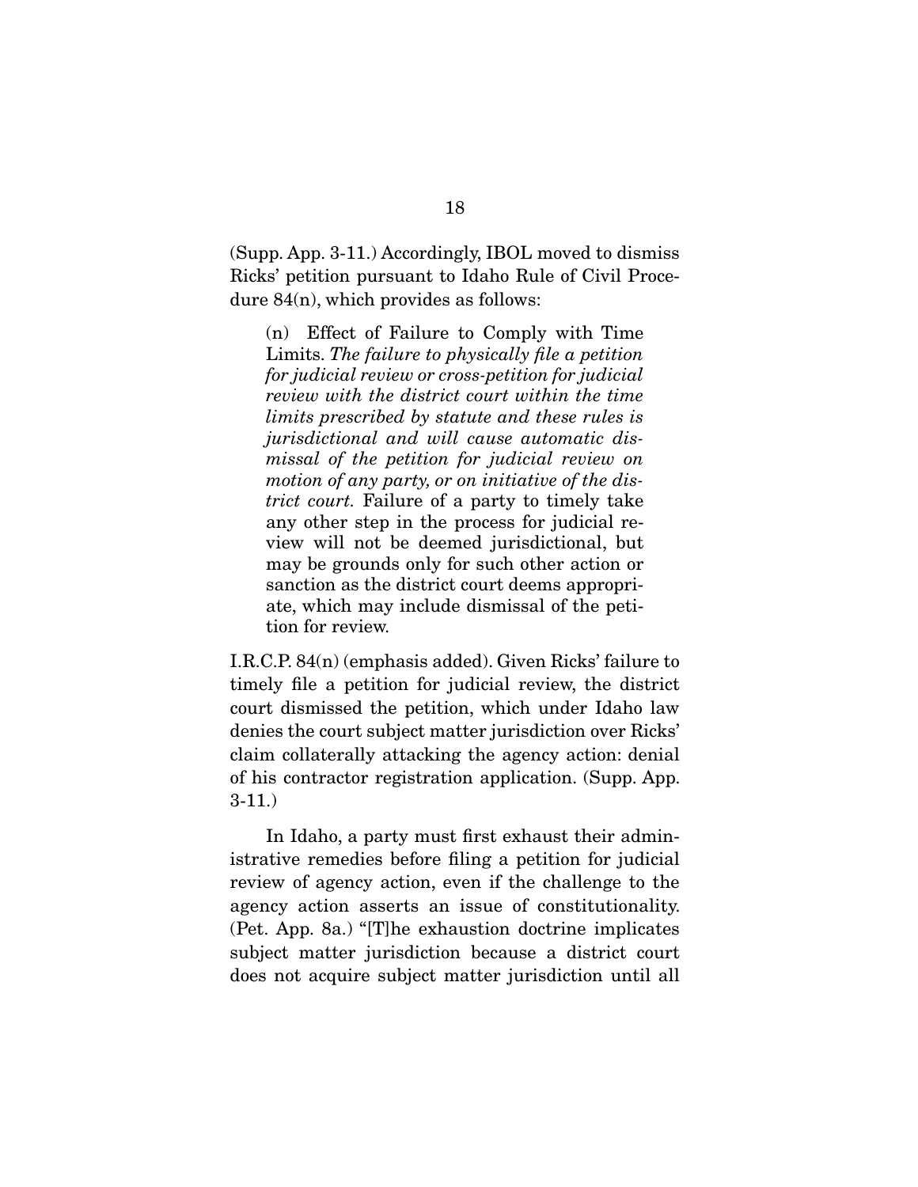(Supp. App. 3-11.) Accordingly, IBOL moved to dismiss Ricks' petition pursuant to Idaho Rule of Civil Procedure 84(n), which provides as follows:

> (n) Effect of Failure to Comply with Time Limits. *The failure to physically file a petition for judicial review or cross-petition for judicial review with the district court within the time limits prescribed by statute and these rules is jurisdictional and will cause automatic dismissal of the petition for judicial review on motion of any party, or on initiative of the district court.* Failure of a party to timely take any other step in the process for judicial review will not be deemed jurisdictional, but may be grounds only for such other action or sanction as the district court deems appropriate, which may include dismissal of the petition for review.

I.R.C.P. 84(n) (emphasis added). Given Ricks' failure to timely file a petition for judicial review, the district court dismissed the petition, which under Idaho law denies the court subject matter jurisdiction over Ricks' claim collaterally attacking the agency action: denial of his contractor registration application. (Supp. App. 3-11.)

In Idaho, a party must first exhaust their administrative remedies before filing a petition for judicial review of agency action, even if the challenge to the agency action asserts an issue of constitutionality. (Pet. App. 8a.) "[T]he exhaustion doctrine implicates subject matter jurisdiction because a district court does not acquire subject matter jurisdiction until all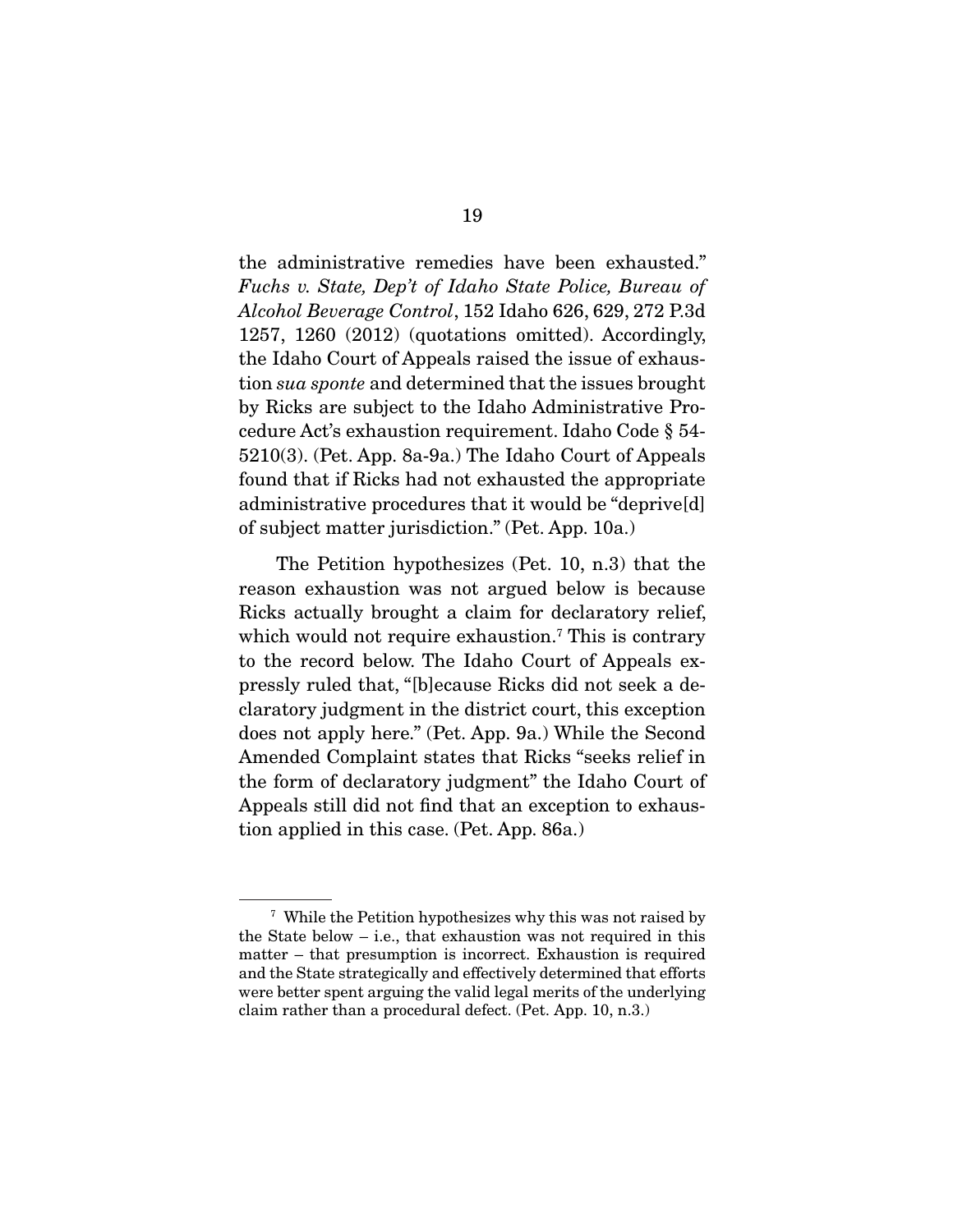the administrative remedies have been exhausted." *Fuchs v. State, Dep't of Idaho State Police, Bureau of Alcohol Beverage Control*, 152 Idaho 626, 629, 272 P.3d 1257, 1260 (2012) (quotations omitted). Accordingly, the Idaho Court of Appeals raised the issue of exhaustion *sua sponte* and determined that the issues brought by Ricks are subject to the Idaho Administrative Procedure Act's exhaustion requirement. Idaho Code § 54-5210(3). (Pet. App. 8a-9a.) The Idaho Court of Appeals found that if Ricks had not exhausted the appropriate administrative procedures that it would be "deprive[d] of subject matter jurisdiction." (Pet. App. 10a.)

The Petition hypothesizes (Pet. 10, n.3) that the reason exhaustion was not argued below is because Ricks actually brought a claim for declaratory relief, which would not require exhaustion.[7] This is contrary to the record below. The Idaho Court of Appeals expressly ruled that, "[b]ecause Ricks did not seek a declaratory judgment in the district court, this exception does not apply here." (Pet. App. 9a.) While the Second Amended Complaint states that Ricks "seeks relief in the form of declaratory judgment" the Idaho Court of Appeals still did not find that an exception to exhaustion applied in this case. (Pet. App. 86a.)

[7] While the Petition hypothesizes why this was not raised by the State below – i.e., that exhaustion was not required in this matter – that presumption is incorrect. Exhaustion is required and the State strategically and effectively determined that efforts were better spent arguing the valid legal merits of the underlying claim rather than a procedural defect. (Pet. App. 10, n.3.)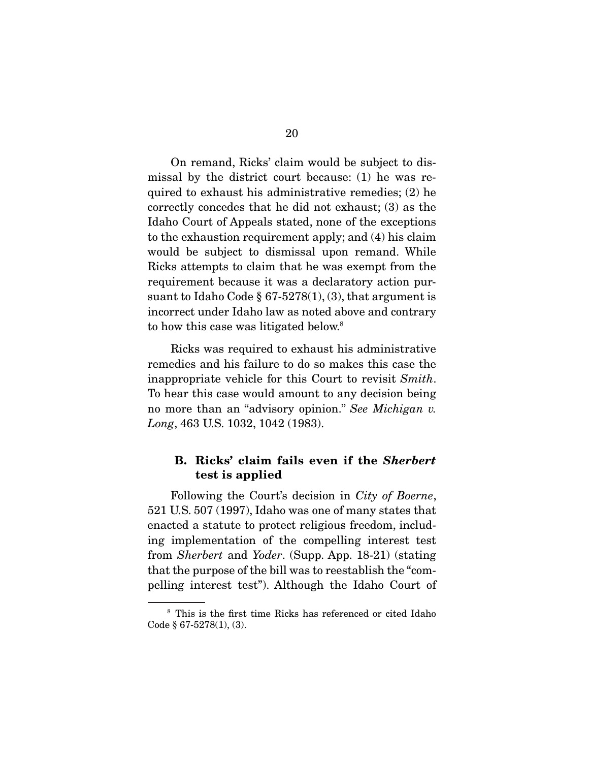On remand, Ricks' claim would be subject to dismissal by the district court because: (1) he was required to exhaust his administrative remedies; (2) he correctly concedes that he did not exhaust; (3) as the Idaho Court of Appeals stated, none of the exceptions to the exhaustion requirement apply; and (4) his claim would be subject to dismissal upon remand. While Ricks attempts to claim that he was exempt from the requirement because it was a declaratory action pursuant to Idaho Code § 67-5278(1), (3), that argument is incorrect under Idaho law as noted above and contrary to how this case was litigated below.[8]

Ricks was required to exhaust his administrative remedies and his failure to do so makes this case the inappropriate vehicle for this Court to revisit *Smith*. To hear this case would amount to any decision being no more than an "advisory opinion." *See Michigan v. Long*, 463 U.S. 1032, 1042 (1983).

### B. Ricks' claim fails even if the *Sherbert* test is applied

Following the Court's decision in *City of Boerne*, 521 U.S. 507 (1997), Idaho was one of many states that enacted a statute to protect religious freedom, including implementation of the compelling interest test from *Sherbert* and *Yoder*. (Supp. App. 18-21) (stating that the purpose of the bill was to reestablish the "compelling interest test"). Although the Idaho Court of

[8] This is the first time Ricks has referenced or cited Idaho Code § 67-5278(1), (3).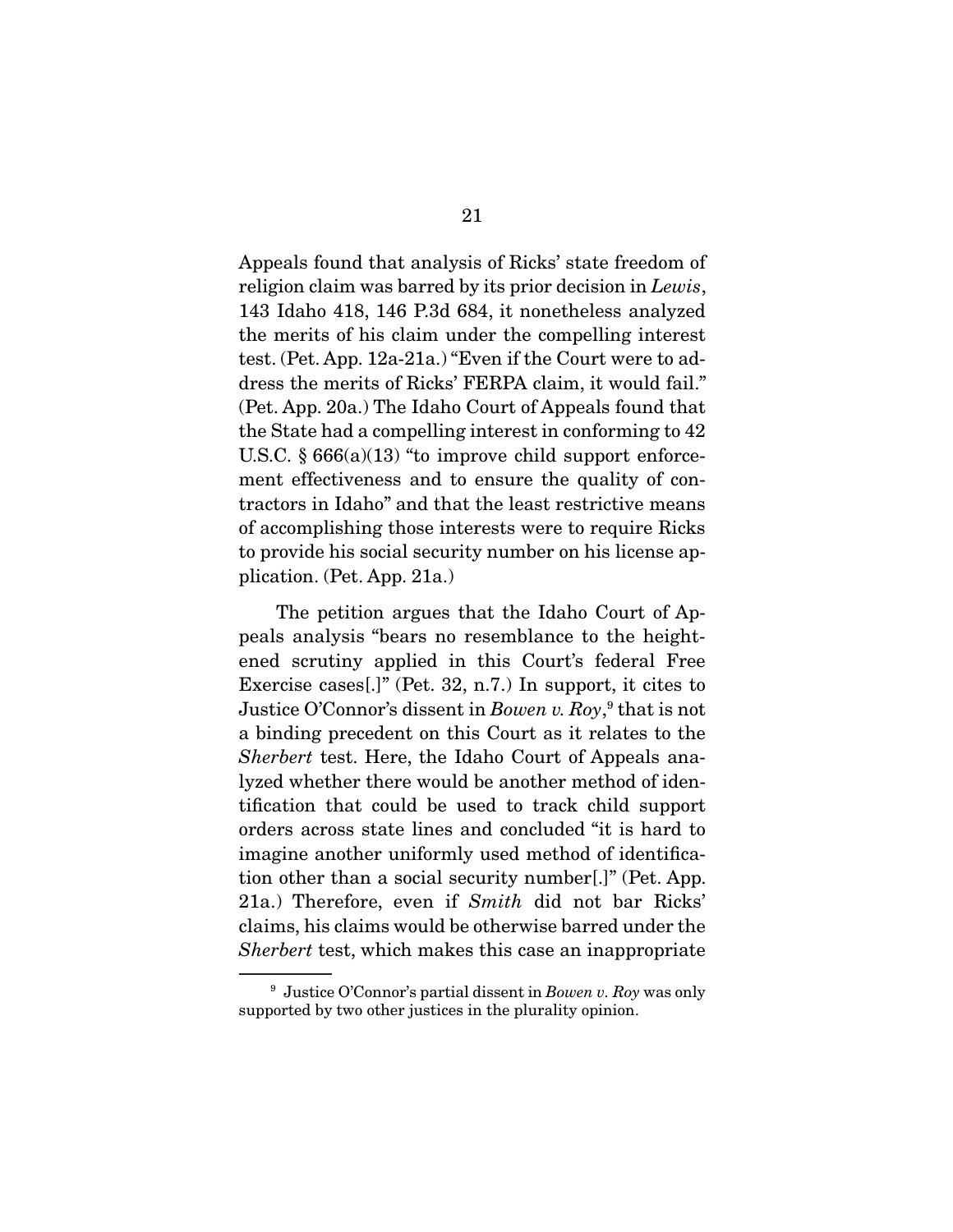Appeals found that analysis of Ricks' state freedom of religion claim was barred by its prior decision in *Lewis*, 143 Idaho 418, 146 P.3d 684, it nonetheless analyzed the merits of his claim under the compelling interest test. (Pet. App. 12a-21a.) "Even if the Court were to address the merits of Ricks' FERPA claim, it would fail." (Pet. App. 20a.) The Idaho Court of Appeals found that the State had a compelling interest in conforming to 42 U.S.C. § 666(a)(13) "to improve child support enforcement effectiveness and to ensure the quality of contractors in Idaho" and that the least restrictive means of accomplishing those interests were to require Ricks to provide his social security number on his license application. (Pet. App. 21a.)

The petition argues that the Idaho Court of Appeals analysis "bears no resemblance to the heightened scrutiny applied in this Court's federal Free Exercise cases[.]" (Pet. 32, n.7.) In support, it cites to Justice O'Connor's dissent in *Bowen v. Roy*,[9] that is not a binding precedent on this Court as it relates to the *Sherbert* test. Here, the Idaho Court of Appeals analyzed whether there would be another method of identification that could be used to track child support orders across state lines and concluded "it is hard to imagine another uniformly used method of identification other than a social security number[.]" (Pet. App. 21a.) Therefore, even if *Smith* did not bar Ricks' claims, his claims would be otherwise barred under the *Sherbert* test, which makes this case an inappropriate

---

[9] Justice O'Connor's partial dissent in *Bowen v. Roy* was only supported by two other justices in the plurality opinion.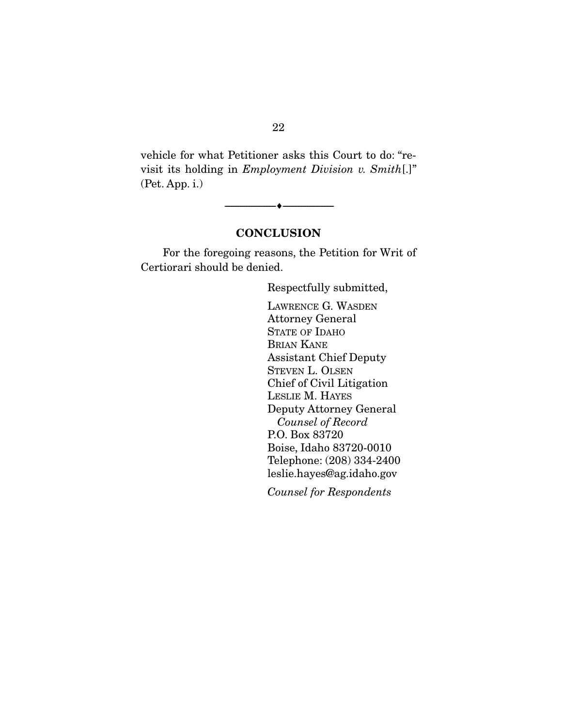vehicle for what Petitioner asks this Court to do: "revisit its holding in *Employment Division v. Smith*[.]" (Pet. App. i.)

---

## CONCLUSION

For the foregoing reasons, the Petition for Writ of Certiorari should be denied.

Respectfully submitted,

LAWRENCE G. WASDEN
Attorney General
STATE OF IDAHO
BRIAN KANE
Assistant Chief Deputy
STEVEN L. OLSEN
Chief of Civil Litigation
LESLIE M. HAYES
Deputy Attorney General
*Counsel of Record*
P.O. Box 83720
Boise, Idaho 83720-0010
Telephone: (208) 334-2400
leslie.hayes@ag.idaho.gov

*Counsel for Respondents*